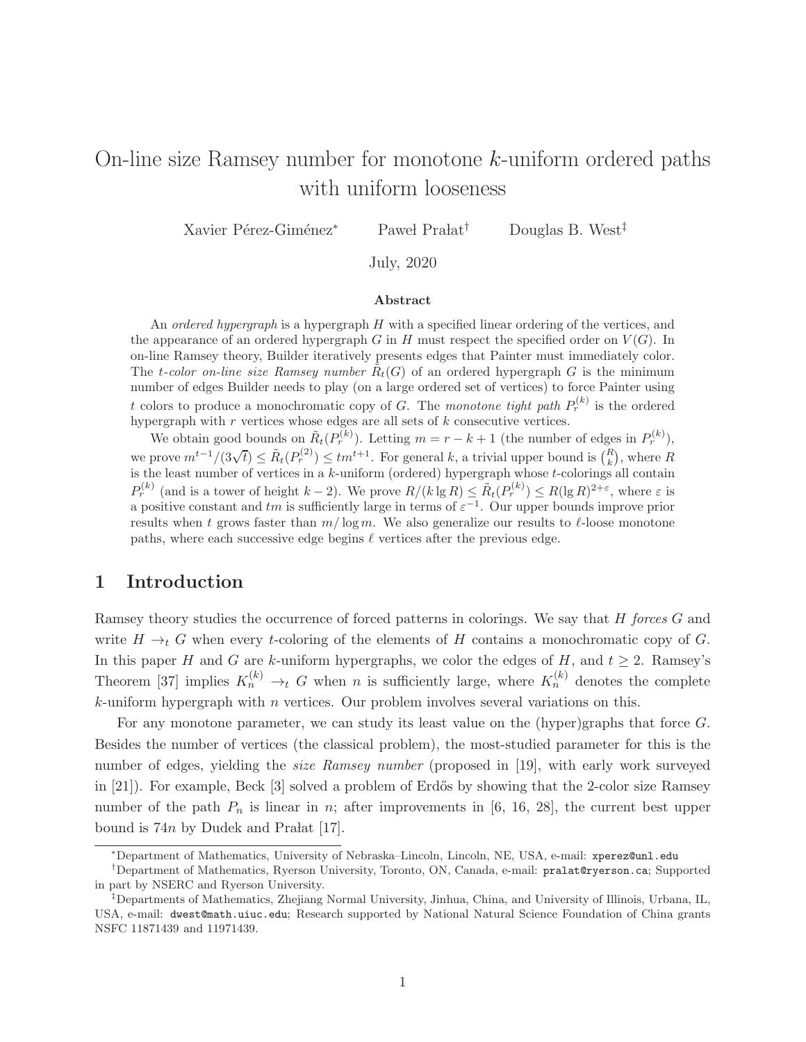# On-line size Ramsey number for monotone $k$-uniform ordered paths with uniform looseness

Xavier Pérez-Giménez[*] Paweł Prałat[†] Douglas B. West[‡]

July, 2020

### Abstract

An *ordered hypergraph* is a hypergraph $H$ with a specified linear ordering of the vertices, and the appearance of an ordered hypergraph $G$ in $H$ must respect the specified order on $V(G)$. In on-line Ramsey theory, Builder iteratively presents edges that Painter must immediately color. The *$t$-color on-line size Ramsey number* $\tilde{R}_t(G)$ of an ordered hypergraph $G$ is the minimum number of edges Builder needs to play (on a large ordered set of vertices) to force Painter using $t$ colors to produce a monochromatic copy of $G$. The *monotone tight path* $P_r^{(k)}$ is the ordered hypergraph with $r$ vertices whose edges are all sets of $k$ consecutive vertices.

We obtain good bounds on $\tilde{R}_t(P_r^{(k)})$. Letting $m = r-k+1$ (the number of edges in $P_r^{(k)}$), we prove $m^{t-1}/(3\sqrt{t}) \le \tilde{R}_t(P_r^{(2)}) \le tm^{t+1}$. For general $k$, a trivial upper bound is $\binom{R}{k}$, where $R$ is the least number of vertices in a $k$-uniform (ordered) hypergraph whose $t$-colorings all contain $P_r^{(k)}$ (and is a tower of height $k-2$). We prove $R/(k \lg R) \le \tilde{R}_t(P_r^{(k)}) \le R(\lg R)^{2+\varepsilon}$, where $\varepsilon$ is a positive constant and $tm$ is sufficiently large in terms of $\varepsilon^{-1}$. Our upper bounds improve prior results when $t$ grows faster than $m/\log m$. We also generalize our results to $\ell$-loose monotone paths, where each successive edge begins $\ell$ vertices after the previous edge.

## 1 Introduction

Ramsey theory studies the occurrence of forced patterns in colorings. We say that $H$ *forces* $G$ and write $H \to_t G$ when every $t$-coloring of the elements of $H$ contains a monochromatic copy of $G$. In this paper $H$ and $G$ are $k$-uniform hypergraphs, we color the edges of $H$, and $t \ge 2$. Ramsey's Theorem [37] implies $K_n^{(k)} \to_t G$ when $n$ is sufficiently large, where $K_n^{(k)}$ denotes the complete $k$-uniform hypergraph with $n$ vertices. Our problem involves several variations on this.

For any monotone parameter, we can study its least value on the (hyper)graphs that force $G$. Besides the number of vertices (the classical problem), the most-studied parameter for this is the number of edges, yielding the *size Ramsey number* (proposed in [19], with early work surveyed in [21]). For example, Beck [3] solved a problem of Erdős by showing that the 2-color size Ramsey number of the path $P_n$ is linear in $n$; after improvements in [6, 16, 28], the current best upper bound is $74n$ by Dudek and Prałat [17].

---

[*] Department of Mathematics, University of Nebraska–Lincoln, Lincoln, NE, USA, e-mail: xperez@unl.edu

[†] Department of Mathematics, Ryerson University, Toronto, ON, Canada, e-mail: pralat@ryerson.ca; Supported in part by NSERC and Ryerson University.

[‡] Departments of Mathematics, Zhejiang Normal University, Jinhua, China, and University of Illinois, Urbana, IL, USA, e-mail: dwest@math.uiuc.edu; Research supported by National Natural Science Foundation of China grants NSFC 11871439 and 11971439.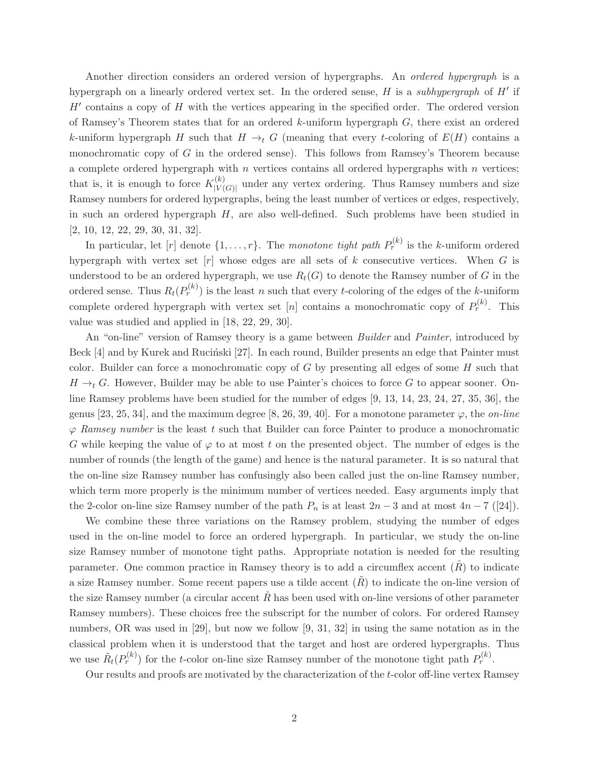Another direction considers an ordered version of hypergraphs. An *ordered hypergraph* is a hypergraph on a linearly ordered vertex set. In the ordered sense, $H$ is a *subhypergraph* of $H'$ if $H'$ contains a copy of $H$ with the vertices appearing in the specified order. The ordered version of Ramsey's Theorem states that for an ordered $k$-uniform hypergraph $G$, there exist an ordered $k$-uniform hypergraph $H$ such that $H \to_t G$ (meaning that every $t$-coloring of $E(H)$ contains a monochromatic copy of $G$ in the ordered sense). This follows from Ramsey's Theorem because a complete ordered hypergraph with $n$ vertices contains all ordered hypergraphs with $n$ vertices; that is, it is enough to force $K^{(k)}_{|V(G)|}$ under any vertex ordering. Thus Ramsey numbers and size Ramsey numbers for ordered hypergraphs, being the least number of vertices or edges, respectively, in such an ordered hypergraph $H$, are also well-defined. Such problems have been studied in [2, 10, 12, 22, 29, 30, 31, 32].

In particular, let $[r]$ denote $\{1, \dots, r\}$. The *monotone tight path* $P^{(k)}_r$ is the $k$-uniform ordered hypergraph with vertex set $[r]$ whose edges are all sets of $k$ consecutive vertices. When $G$ is understood to be an ordered hypergraph, we use $R_t(G)$ to denote the Ramsey number of $G$ in the ordered sense. Thus $R_t(P^{(k)}_r)$ is the least $n$ such that every $t$-coloring of the edges of the $k$-uniform complete ordered hypergraph with vertex set $[n]$ contains a monochromatic copy of $P^{(k)}_r$. This value was studied and applied in [18, 22, 29, 30].

An "on-line" version of Ramsey theory is a game between *Builder* and *Painter*, introduced by Beck [4] and by Kurek and Ruciński [27]. In each round, Builder presents an edge that Painter must color. Builder can force a monochromatic copy of $G$ by presenting all edges of some $H$ such that $H \to_t G$. However, Builder may be able to use Painter's choices to force $G$ to appear sooner. On-line Ramsey problems have been studied for the number of edges [9, 13, 14, 23, 24, 27, 35, 36], the genus [23, 25, 34], and the maximum degree [8, 26, 39, 40]. For a monotone parameter $\varphi$, the *on-line $\varphi$ Ramsey number* is the least $t$ such that Builder can force Painter to produce a monochromatic $G$ while keeping the value of $\varphi$ to at most $t$ on the presented object. The number of edges is the number of rounds (the length of the game) and hence is the natural parameter. It is so natural that the on-line size Ramsey number has confusingly also been called just the on-line Ramsey number, which term more properly is the minimum number of vertices needed. Easy arguments imply that the 2-color on-line size Ramsey number of the path $P_n$ is at least $2n - 3$ and at most $4n - 7$ ([24]).

We combine these three variations on the Ramsey problem, studying the number of edges used in the on-line model to force an ordered hypergraph. In particular, we study the on-line size Ramsey number of monotone tight paths. Appropriate notation is needed for the resulting parameter. One common practice in Ramsey theory is to add a circumflex accent ($\hat{R}$) to indicate a size Ramsey number. Some recent papers use a tilde accent ($\tilde{R}$) to indicate the on-line version of the size Ramsey number (a circular accent $\mathring{R}$ has been used with on-line versions of other parameter Ramsey numbers). These choices free the subscript for the number of colors. For ordered Ramsey numbers, OR was used in [29], but now we follow [9, 31, 32] in using the same notation as in the classical problem when it is understood that the target and host are ordered hypergraphs. Thus we use $\tilde{R}_t(P^{(k)}_r)$ for the $t$-color on-line size Ramsey number of the monotone tight path $P^{(k)}_r$.

Our results and proofs are motivated by the characterization of the $t$-color off-line vertex Ramsey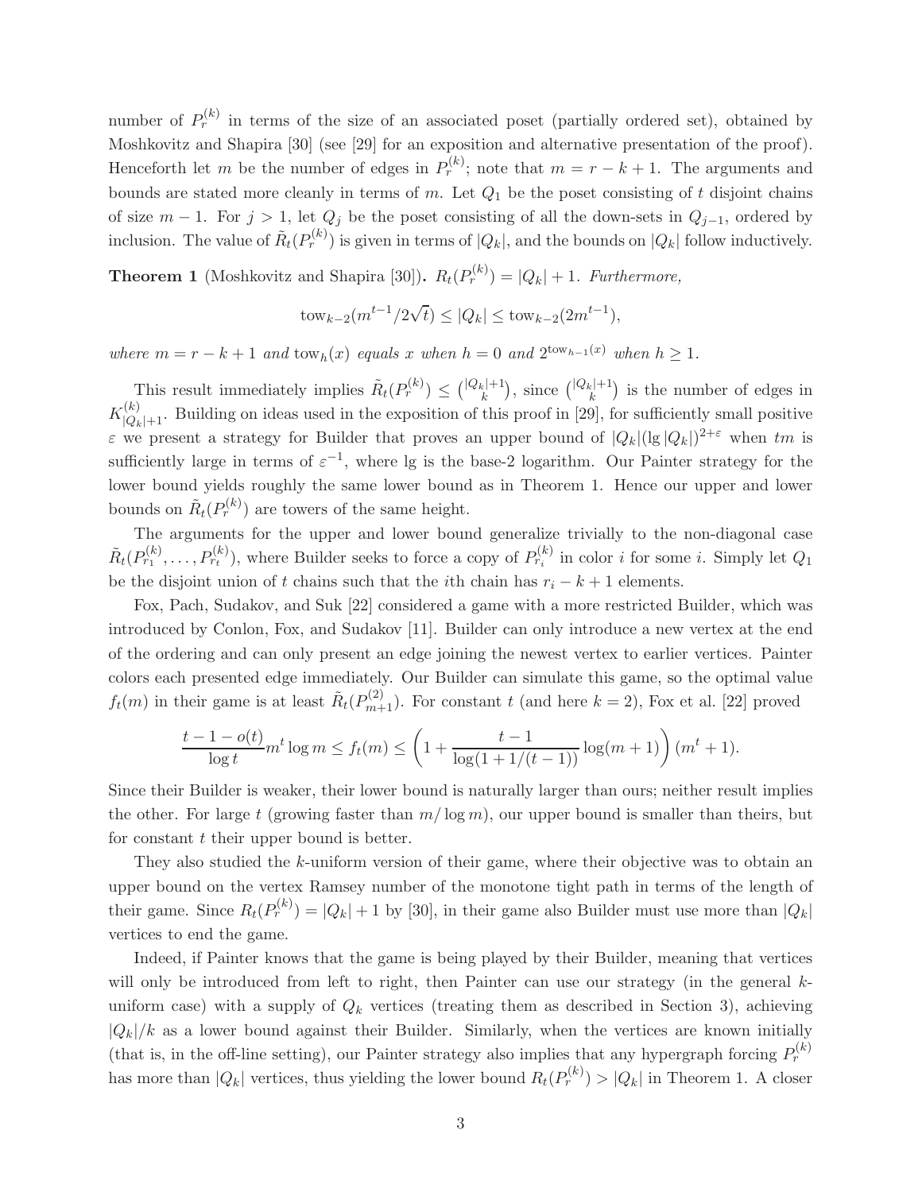number of $P_r^{(k)}$ in terms of the size of an associated poset (partially ordered set), obtained by Moshkovitz and Shapira [30] (see [29] for an exposition and alternative presentation of the proof). Henceforth let $m$ be the number of edges in $P_r^{(k)}$; note that $m = r - k + 1$. The arguments and bounds are stated more cleanly in terms of $m$. Let $Q_1$ be the poset consisting of $t$ disjoint chains of size $m - 1$. For $j > 1$, let $Q_j$ be the poset consisting of all the down-sets in $Q_{j-1}$, ordered by inclusion. The value of $\tilde{R}_t(P_r^{(k)})$ is given in terms of $|Q_k|$, and the bounds on $|Q_k|$ follow inductively.

**Theorem 1** (Moshkovitz and Shapira [30])**.** *$R_t(P_r^{(k)}) = |Q_k| + 1$. Furthermore,*

$$\mathrm{tow}_{k-2}(m^{t-1}/2\sqrt{t}) \leq |Q_k| \leq \mathrm{tow}_{k-2}(2m^{t-1}),$$

*where $m = r - k + 1$ and $\mathrm{tow}_h(x)$ equals $x$ when $h = 0$ and $2^{\mathrm{tow}_{h-1}(x)}$ when $h \geq 1$.*

This result immediately implies $\tilde{R}_t(P_r^{(k)}) \leq \binom{|Q_k|+1}{k}$, since $\binom{|Q_k|+1}{k}$ is the number of edges in $K_{|Q_k|+1}^{(k)}$. Building on ideas used in the exposition of this proof in [29], for sufficiently small positive $\varepsilon$ we present a strategy for Builder that proves an upper bound of $|Q_k|(\lg |Q_k|)^{2+\varepsilon}$ when $tm$ is sufficiently large in terms of $\varepsilon^{-1}$, where lg is the base-2 logarithm. Our Painter strategy for the lower bound yields roughly the same lower bound as in Theorem 1. Hence our upper and lower bounds on $\tilde{R}_t(P_r^{(k)})$ are towers of the same height.

The arguments for the upper and lower bound generalize trivially to the non-diagonal case $\tilde{R}_t(P_{r_1}^{(k)}, \ldots, P_{r_t}^{(k)})$, where Builder seeks to force a copy of $P_{r_i}^{(k)}$ in color $i$ for some $i$. Simply let $Q_1$ be the disjoint union of $t$ chains such that the $i$th chain has $r_i - k + 1$ elements.

Fox, Pach, Sudakov, and Suk [22] considered a game with a more restricted Builder, which was introduced by Conlon, Fox, and Sudakov [11]. Builder can only introduce a new vertex at the end of the ordering and can only present an edge joining the newest vertex to earlier vertices. Painter colors each presented edge immediately. Our Builder can simulate this game, so the optimal value $f_t(m)$ in their game is at least $\tilde{R}_t(P_{m+1}^{(2)})$. For constant $t$ (and here $k = 2$), Fox et al. [22] proved

$$\frac{t - 1 - o(t)}{\log t} m^t \log m \leq f_t(m) \leq \left(1 + \frac{t-1}{\log(1 + 1/(t-1))} \log(m+1)\right)(m^t + 1).$$

Since their Builder is weaker, their lower bound is naturally larger than ours; neither result implies the other. For large $t$ (growing faster than $m/\log m$), our upper bound is smaller than theirs, but for constant $t$ their upper bound is better.

They also studied the $k$-uniform version of their game, where their objective was to obtain an upper bound on the vertex Ramsey number of the monotone tight path in terms of the length of their game. Since $R_t(P_r^{(k)}) = |Q_k| + 1$ by [30], in their game also Builder must use more than $|Q_k|$ vertices to end the game.

Indeed, if Painter knows that the game is being played by their Builder, meaning that vertices will only be introduced from left to right, then Painter can use our strategy (in the general $k$-uniform case) with a supply of $Q_k$ vertices (treating them as described in Section 3), achieving $|Q_k|/k$ as a lower bound against their Builder. Similarly, when the vertices are known initially (that is, in the off-line setting), our Painter strategy also implies that any hypergraph forcing $P_r^{(k)}$ has more than $|Q_k|$ vertices, thus yielding the lower bound $R_t(P_r^{(k)}) > |Q_k|$ in Theorem 1. A closer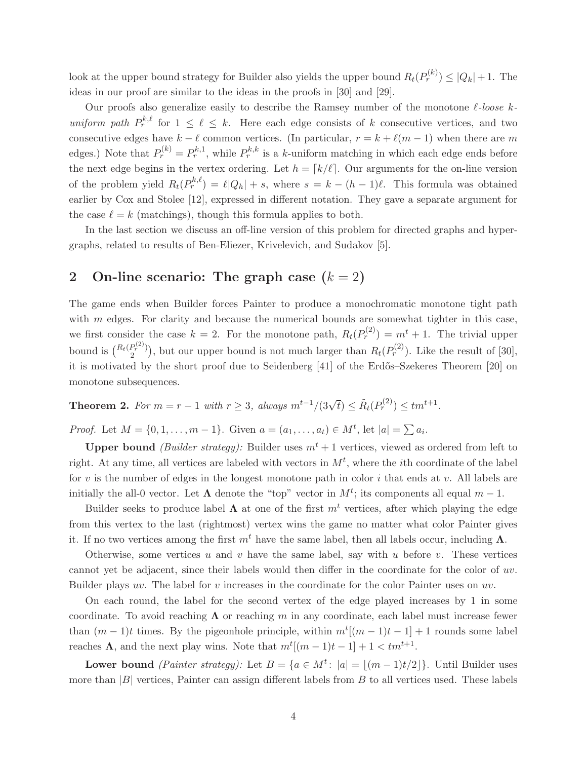look at the upper bound strategy for Builder also yields the upper bound $R_t(P_r^{(k)}) \le |Q_k| + 1$. The ideas in our proof are similar to the ideas in the proofs in [30] and [29].

Our proofs also generalize easily to describe the Ramsey number of the monotone *$\ell$-loose $k$-uniform path* $P_r^{k,\ell}$ for $1 \le \ell \le k$. Here each edge consists of $k$ consecutive vertices, and two consecutive edges have $k - \ell$ common vertices. (In particular, $r = k + \ell(m-1)$ when there are $m$ edges.) Note that $P_r^{(k)} = P_r^{k,1}$, while $P_r^{k,k}$ is a $k$-uniform matching in which each edge ends before the next edge begins in the vertex ordering. Let $h = \lceil k/\ell \rceil$. Our arguments for the on-line version of the problem yield $R_t(P_r^{k,\ell}) = \ell |Q_h| + s$, where $s = k - (h-1)\ell$. This formula was obtained earlier by Cox and Stolee [12], expressed in different notation. They gave a separate argument for the case $\ell = k$ (matchings), though this formula applies to both.

In the last section we discuss an off-line version of this problem for directed graphs and hypergraphs, related to results of Ben-Eliezer, Krivelevich, and Sudakov [5].

## 2 On-line scenario: The graph case ($k = 2$)

The game ends when Builder forces Painter to produce a monochromatic monotone tight path with $m$ edges. For clarity and because the numerical bounds are somewhat tighter in this case, we first consider the case $k = 2$. For the monotone path, $R_t(P_r^{(2)}) = m^t + 1$. The trivial upper bound is $\binom{R_t(P_r^{(2)})}{2}$, but our upper bound is not much larger than $R_t(P_r^{(2)})$. Like the result of [30], it is motivated by the short proof due to Seidenberg [41] of the Erdős–Szekeres Theorem [20] on monotone subsequences.

**Theorem 2.** *For $m = r - 1$ with $r \ge 3$, always $m^{t-1}/(3\sqrt{t}) \le \tilde{R}_t(P_r^{(2)}) \le t m^{t+1}$.*

*Proof.* Let $M = \{0, 1, \dots, m-1\}$. Given $a = (a_1, \dots, a_t) \in M^t$, let $|a| = \sum a_i$.

**Upper bound** *(Builder strategy):* Builder uses $m^t + 1$ vertices, viewed as ordered from left to right. At any time, all vertices are labeled with vectors in $M^t$, where the $i$th coordinate of the label for $v$ is the number of edges in the longest monotone path in color $i$ that ends at $v$. All labels are initially the all-0 vector. Let $\mathbf{\Lambda}$ denote the "top" vector in $M^t$; its components all equal $m - 1$.

Builder seeks to produce label $\mathbf{\Lambda}$ at one of the first $m^t$ vertices, after which playing the edge from this vertex to the last (rightmost) vertex wins the game no matter what color Painter gives it. If no two vertices among the first $m^t$ have the same label, then all labels occur, including $\mathbf{\Lambda}$.

Otherwise, some vertices $u$ and $v$ have the same label, say with $u$ before $v$. These vertices cannot yet be adjacent, since their labels would then differ in the coordinate for the color of $uv$. Builder plays $uv$. The label for $v$ increases in the coordinate for the color Painter uses on $uv$.

On each round, the label for the second vertex of the edge played increases by 1 in some coordinate. To avoid reaching $\mathbf{\Lambda}$ or reaching $m$ in any coordinate, each label must increase fewer than $(m-1)t$ times. By the pigeonhole principle, within $m^t[(m-1)t - 1] + 1$ rounds some label reaches $\mathbf{\Lambda}$, and the next play wins. Note that $m^t[(m-1)t - 1] + 1 < t m^{t+1}$.

**Lower bound** *(Painter strategy):* Let $B = \{a \in M^t \colon |a| = \lfloor (m-1)t/2 \rfloor\}$. Until Builder uses more than $|B|$ vertices, Painter can assign different labels from $B$ to all vertices used. These labels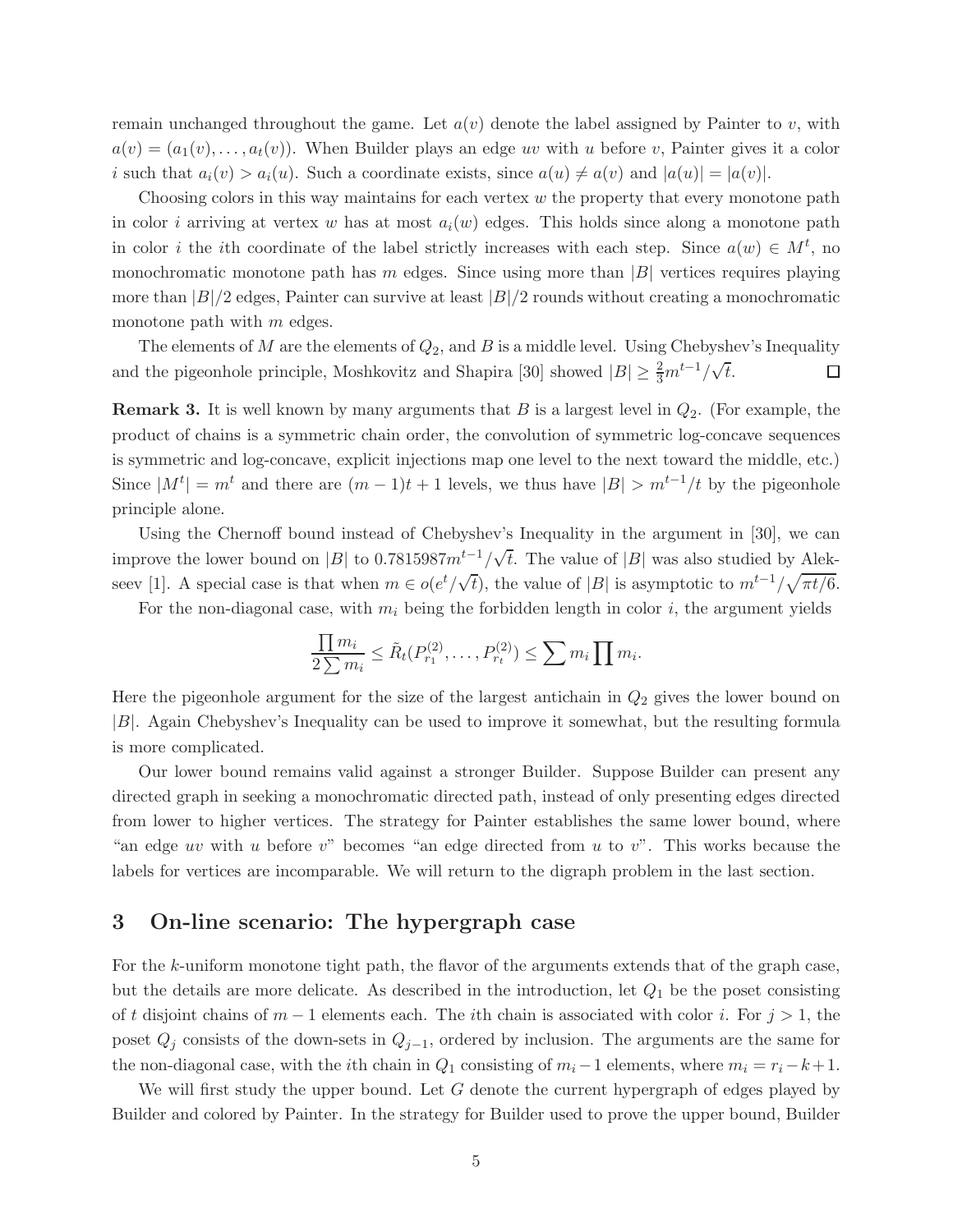remain unchanged throughout the game. Let $a(v)$ denote the label assigned by Painter to $v$, with $a(v) = (a_1(v), \ldots, a_t(v))$. When Builder plays an edge $uv$ with $u$ before $v$, Painter gives it a color $i$ such that $a_i(v) > a_i(u)$. Such a coordinate exists, since $a(u) \neq a(v)$ and $|a(u)| = |a(v)|$.

Choosing colors in this way maintains for each vertex $w$ the property that every monotone path in color $i$ arriving at vertex $w$ has at most $a_i(w)$ edges. This holds since along a monotone path in color $i$ the $i$th coordinate of the label strictly increases with each step. Since $a(w) \in M^t$, no monochromatic monotone path has $m$ edges. Since using more than $|B|$ vertices requires playing more than $|B|/2$ edges, Painter can survive at least $|B|/2$ rounds without creating a monochromatic monotone path with $m$ edges.

The elements of $M$ are the elements of $Q_2$, and $B$ is a middle level. Using Chebyshev's Inequality and the pigeonhole principle, Moshkovitz and Shapira [30] showed $|B| \geq \frac{2}{3}m^{t-1}/\sqrt{t}$. $\square$

**Remark 3.** It is well known by many arguments that $B$ is a largest level in $Q_2$. (For example, the product of chains is a symmetric chain order, the convolution of symmetric log-concave sequences is symmetric and log-concave, explicit injections map one level to the next toward the middle, etc.) Since $|M^t| = m^t$ and there are $(m-1)t+1$ levels, we thus have $|B| > m^{t-1}/t$ by the pigeonhole principle alone.

Using the Chernoff bound instead of Chebyshev's Inequality in the argument in [30], we can improve the lower bound on $|B|$ to $0.7815987m^{t-1}/\sqrt{t}$. The value of $|B|$ was also studied by Alekseev [1]. A special case is that when $m \in o(e^t/\sqrt{t})$, the value of $|B|$ is asymptotic to $m^{t-1}/\sqrt{\pi t/6}$.

For the non-diagonal case, with $m_i$ being the forbidden length in color $i$, the argument yields

$$\frac{\prod m_i}{2\sum m_i} \leq \tilde{R}_t(P_{r_1}^{(2)}, \ldots, P_{r_t}^{(2)}) \leq \sum m_i \prod m_i.$$

Here the pigeonhole argument for the size of the largest antichain in $Q_2$ gives the lower bound on $|B|$. Again Chebyshev's Inequality can be used to improve it somewhat, but the resulting formula is more complicated.

Our lower bound remains valid against a stronger Builder. Suppose Builder can present any directed graph in seeking a monochromatic directed path, instead of only presenting edges directed from lower to higher vertices. The strategy for Painter establishes the same lower bound, where "an edge $uv$ with $u$ before $v$" becomes "an edge directed from $u$ to $v$". This works because the labels for vertices are incomparable. We will return to the digraph problem in the last section.

# 3 On-line scenario: The hypergraph case

For the $k$-uniform monotone tight path, the flavor of the arguments extends that of the graph case, but the details are more delicate. As described in the introduction, let $Q_1$ be the poset consisting of $t$ disjoint chains of $m-1$ elements each. The $i$th chain is associated with color $i$. For $j > 1$, the poset $Q_j$ consists of the down-sets in $Q_{j-1}$, ordered by inclusion. The arguments are the same for the non-diagonal case, with the $i$th chain in $Q_1$ consisting of $m_i - 1$ elements, where $m_i = r_i - k + 1$.

We will first study the upper bound. Let $G$ denote the current hypergraph of edges played by Builder and colored by Painter. In the strategy for Builder used to prove the upper bound, Builder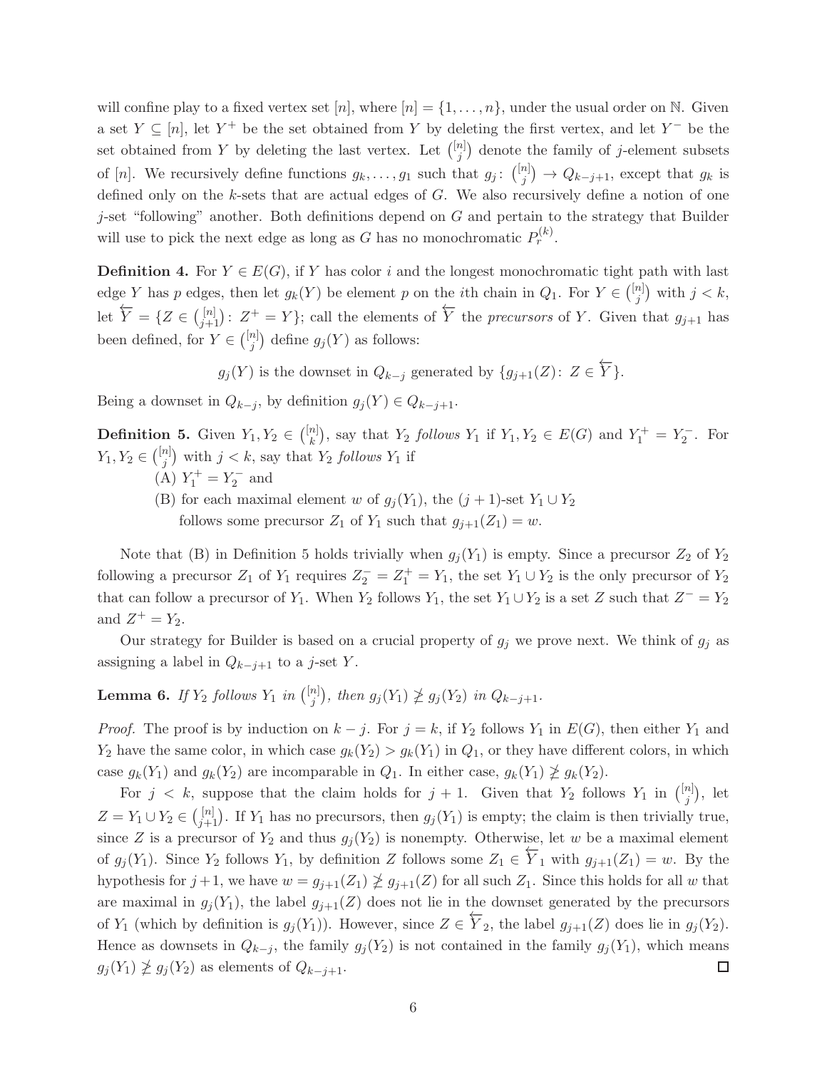will confine play to a fixed vertex set $[n]$, where $[n] = \{1, \ldots, n\}$, under the usual order on $\mathbb{N}$. Given a set $Y \subseteq [n]$, let $Y^+$ be the set obtained from $Y$ by deleting the first vertex, and let $Y^-$ be the set obtained from $Y$ by deleting the last vertex. Let $\binom{[n]}{j}$ denote the family of $j$-element subsets of $[n]$. We recursively define functions $g_k, \ldots, g_1$ such that $g_j \colon \binom{[n]}{j} \to Q_{k-j+1}$, except that $g_k$ is defined only on the $k$-sets that are actual edges of $G$. We also recursively define a notion of one $j$-set "following" another. Both definitions depend on $G$ and pertain to the strategy that Builder will use to pick the next edge as long as $G$ has no monochromatic $P_r^{(k)}$.

**Definition 4.** For $Y \in E(G)$, if $Y$ has color $i$ and the longest monochromatic tight path with last edge $Y$ has $p$ edges, then let $g_k(Y)$ be element $p$ on the $i$th chain in $Q_1$. For $Y \in \binom{[n]}{j}$ with $j < k$, let $\overleftarrow{Y} = \{Z \in \binom{[n]}{j+1} \colon Z^+ = Y\}$; call the elements of $\overleftarrow{Y}$ the *precursors* of $Y$. Given that $g_{j+1}$ has been defined, for $Y \in \binom{[n]}{j}$ define $g_j(Y)$ as follows:

$$g_j(Y) \text{ is the downset in } Q_{k-j} \text{ generated by } \{g_{j+1}(Z) \colon Z \in \overleftarrow{Y}\}.$$

Being a downset in $Q_{k-j}$, by definition $g_j(Y) \in Q_{k-j+1}$.

**Definition 5.** Given $Y_1, Y_2 \in \binom{[n]}{k}$, say that $Y_2$ *follows* $Y_1$ if $Y_1, Y_2 \in E(G)$ and $Y_1^+ = Y_2^-$. For $Y_1, Y_2 \in \binom{[n]}{j}$ with $j < k$, say that $Y_2$ *follows* $Y_1$ if

(A) $Y_1^+ = Y_2^-$ and

(B) for each maximal element $w$ of $g_j(Y_1)$, the $(j+1)$-set $Y_1 \cup Y_2$ follows some precursor $Z_1$ of $Y_1$ such that $g_{j+1}(Z_1) = w$.

Note that (B) in Definition 5 holds trivially when $g_j(Y_1)$ is empty. Since a precursor $Z_2$ of $Y_2$ following a precursor $Z_1$ of $Y_1$ requires $Z_2^- = Z_1^+ = Y_1$, the set $Y_1 \cup Y_2$ is the only precursor of $Y_2$ that can follow a precursor of $Y_1$. When $Y_2$ follows $Y_1$, the set $Y_1 \cup Y_2$ is a set $Z$ such that $Z^- = Y_2$ and $Z^+ = Y_2$.

Our strategy for Builder is based on a crucial property of $g_j$ we prove next. We think of $g_j$ as assigning a label in $Q_{k-j+1}$ to a $j$-set $Y$.

**Lemma 6.** *If $Y_2$ follows $Y_1$ in $\binom{[n]}{j}$, then $g_j(Y_1) \not\geq g_j(Y_2)$ in $Q_{k-j+1}$.*

*Proof.* The proof is by induction on $k - j$. For $j = k$, if $Y_2$ follows $Y_1$ in $E(G)$, then either $Y_1$ and $Y_2$ have the same color, in which case $g_k(Y_2) > g_k(Y_1)$ in $Q_1$, or they have different colors, in which case $g_k(Y_1)$ and $g_k(Y_2)$ are incomparable in $Q_1$. In either case, $g_k(Y_1) \not\geq g_k(Y_2)$.

For $j < k$, suppose that the claim holds for $j+1$. Given that $Y_2$ follows $Y_1$ in $\binom{[n]}{j}$, let $Z = Y_1 \cup Y_2 \in \binom{[n]}{j+1}$. If $Y_1$ has no precursors, then $g_j(Y_1)$ is empty; the claim is then trivially true, since $Z$ is a precursor of $Y_2$ and thus $g_j(Y_2)$ is nonempty. Otherwise, let $w$ be a maximal element of $g_j(Y_1)$. Since $Y_2$ follows $Y_1$, by definition $Z$ follows some $Z_1 \in \overleftarrow{Y}_1$ with $g_{j+1}(Z_1) = w$. By the hypothesis for $j+1$, we have $w = g_{j+1}(Z_1) \not\geq g_{j+1}(Z)$ for all such $Z_1$. Since this holds for all $w$ that are maximal in $g_j(Y_1)$, the label $g_{j+1}(Z)$ does not lie in the downset generated by the precursors of $Y_1$ (which by definition is $g_j(Y_1)$). However, since $Z \in \overleftarrow{Y}_2$, the label $g_{j+1}(Z)$ does lie in $g_j(Y_2)$. Hence as downsets in $Q_{k-j}$, the family $g_j(Y_2)$ is not contained in the family $g_j(Y_1)$, which means $g_j(Y_1) \not\geq g_j(Y_2)$ as elements of $Q_{k-j+1}$. □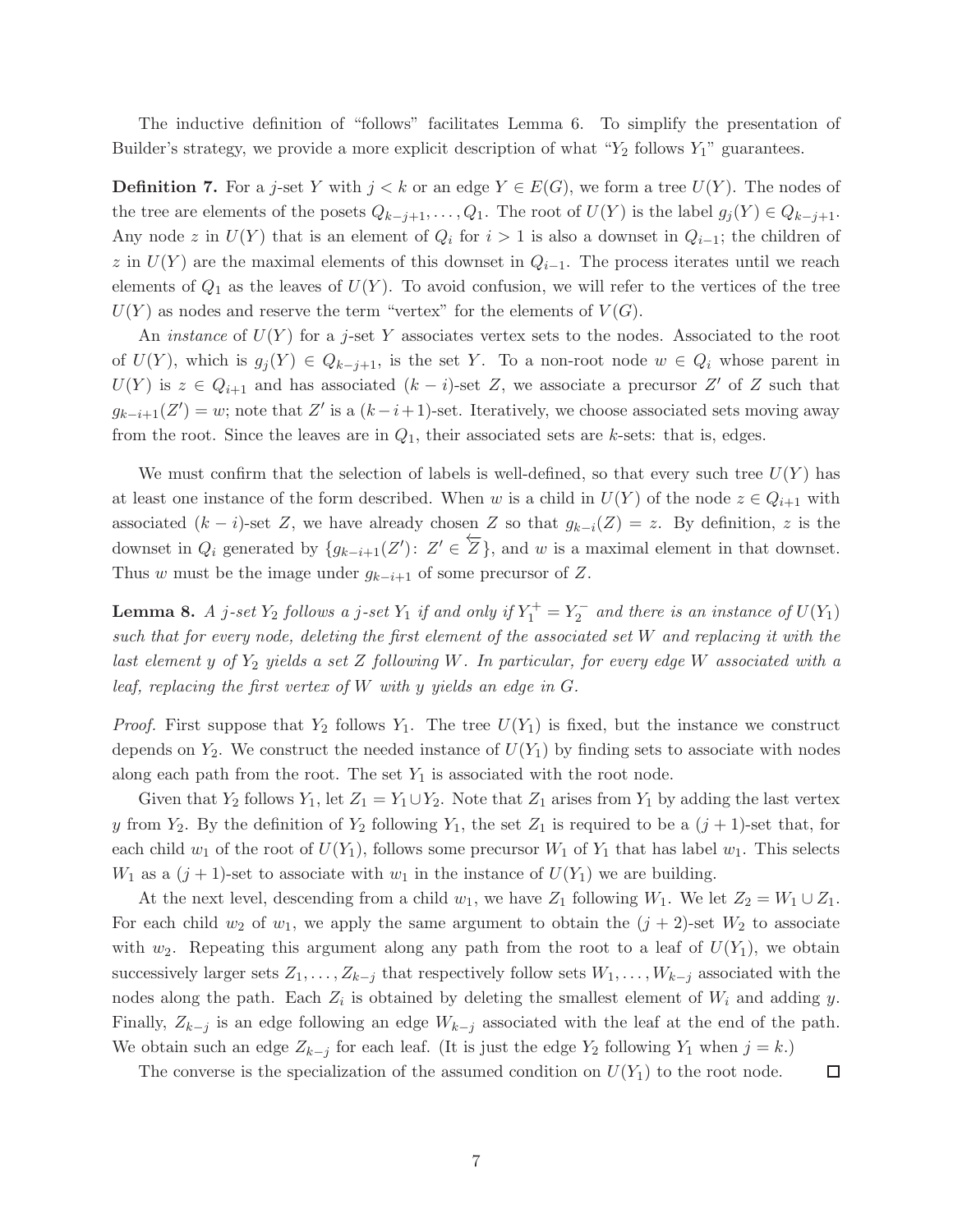The inductive definition of "follows" facilitates Lemma 6. To simplify the presentation of Builder's strategy, we provide a more explicit description of what "$Y_2$ follows $Y_1$" guarantees.

**Definition 7.** For a $j$-set $Y$ with $j < k$ or an edge $Y \in E(G)$, we form a tree $U(Y)$. The nodes of the tree are elements of the posets $Q_{k-j+1}, \ldots, Q_1$. The root of $U(Y)$ is the label $g_j(Y) \in Q_{k-j+1}$. Any node $z$ in $U(Y)$ that is an element of $Q_i$ for $i > 1$ is also a downset in $Q_{i-1}$; the children of $z$ in $U(Y)$ are the maximal elements of this downset in $Q_{i-1}$. The process iterates until we reach elements of $Q_1$ as the leaves of $U(Y)$. To avoid confusion, we will refer to the vertices of the tree $U(Y)$ as nodes and reserve the term "vertex" for the elements of $V(G)$.

An *instance* of $U(Y)$ for a $j$-set $Y$ associates vertex sets to the nodes. Associated to the root of $U(Y)$, which is $g_j(Y) \in Q_{k-j+1}$, is the set $Y$. To a non-root node $w \in Q_i$ whose parent in $U(Y)$ is $z \in Q_{i+1}$ and has associated $(k-i)$-set $Z$, we associate a precursor $Z'$ of $Z$ such that $g_{k-i+1}(Z') = w$; note that $Z'$ is a $(k-i+1)$-set. Iteratively, we choose associated sets moving away from the root. Since the leaves are in $Q_1$, their associated sets are $k$-sets: that is, edges.

We must confirm that the selection of labels is well-defined, so that every such tree $U(Y)$ has at least one instance of the form described. When $w$ is a child in $U(Y)$ of the node $z \in Q_{i+1}$ with associated $(k-i)$-set $Z$, we have already chosen $Z$ so that $g_{k-i}(Z) = z$. By definition, $z$ is the downset in $Q_i$ generated by $\{g_{k-i+1}(Z') \colon Z' \in \overleftarrow{Z}\}$, and $w$ is a maximal element in that downset. Thus $w$ must be the image under $g_{k-i+1}$ of some precursor of $Z$.

**Lemma 8.** *A $j$-set $Y_2$ follows a $j$-set $Y_1$ if and only if $Y_1^+ = Y_2^-$ and there is an instance of $U(Y_1)$ such that for every node, deleting the first element of the associated set $W$ and replacing it with the last element $y$ of $Y_2$ yields a set $Z$ following $W$. In particular, for every edge $W$ associated with a leaf, replacing the first vertex of $W$ with $y$ yields an edge in $G$.*

*Proof.* First suppose that $Y_2$ follows $Y_1$. The tree $U(Y_1)$ is fixed, but the instance we construct depends on $Y_2$. We construct the needed instance of $U(Y_1)$ by finding sets to associate with nodes along each path from the root. The set $Y_1$ is associated with the root node.

Given that $Y_2$ follows $Y_1$, let $Z_1 = Y_1 \cup Y_2$. Note that $Z_1$ arises from $Y_1$ by adding the last vertex $y$ from $Y_2$. By the definition of $Y_2$ following $Y_1$, the set $Z_1$ is required to be a $(j+1)$-set that, for each child $w_1$ of the root of $U(Y_1)$, follows some precursor $W_1$ of $Y_1$ that has label $w_1$. This selects $W_1$ as a $(j+1)$-set to associate with $w_1$ in the instance of $U(Y_1)$ we are building.

At the next level, descending from a child $w_1$, we have $Z_1$ following $W_1$. We let $Z_2 = W_1 \cup Z_1$. For each child $w_2$ of $w_1$, we apply the same argument to obtain the $(j+2)$-set $W_2$ to associate with $w_2$. Repeating this argument along any path from the root to a leaf of $U(Y_1)$, we obtain successively larger sets $Z_1, \ldots, Z_{k-j}$ that respectively follow sets $W_1, \ldots, W_{k-j}$ associated with the nodes along the path. Each $Z_i$ is obtained by deleting the smallest element of $W_i$ and adding $y$. Finally, $Z_{k-j}$ is an edge following an edge $W_{k-j}$ associated with the leaf at the end of the path. We obtain such an edge $Z_{k-j}$ for each leaf. (It is just the edge $Y_2$ following $Y_1$ when $j = k$.)

The converse is the specialization of the assumed condition on $U(Y_1)$ to the root node. $\square$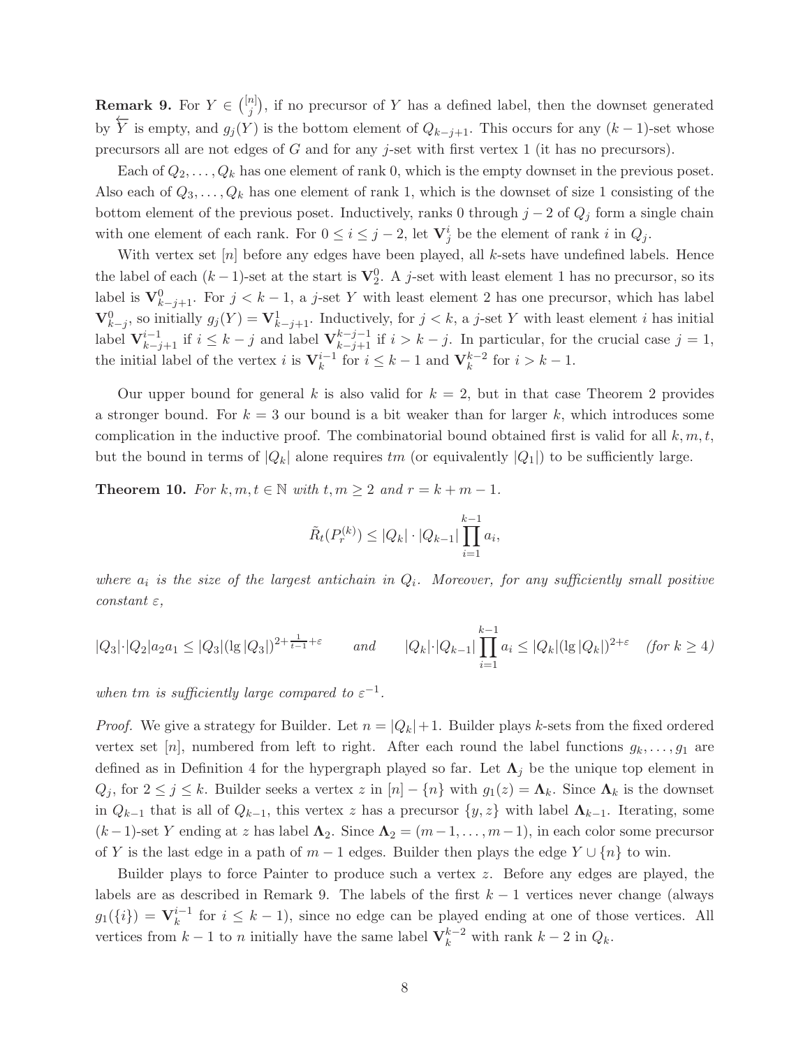**Remark 9.** For $Y \in \binom{[n]}{j}$, if no precursor of $Y$ has a defined label, then the downset generated by $\overleftarrow{Y}$ is empty, and $g_j(Y)$ is the bottom element of $Q_{k-j+1}$. This occurs for any $(k-1)$-set whose precursors all are not edges of $G$ and for any $j$-set with first vertex 1 (it has no precursors).

Each of $Q_2, \ldots, Q_k$ has one element of rank 0, which is the empty downset in the previous poset. Also each of $Q_3, \ldots, Q_k$ has one element of rank 1, which is the downset of size 1 consisting of the bottom element of the previous poset. Inductively, ranks 0 through $j-2$ of $Q_j$ form a single chain with one element of each rank. For $0 \le i \le j-2$, let $\mathbf{V}_j^i$ be the element of rank $i$ in $Q_j$.

With vertex set $[n]$ before any edges have been played, all $k$-sets have undefined labels. Hence the label of each $(k-1)$-set at the start is $\mathbf{V}_2^0$. A $j$-set with least element 1 has no precursor, so its label is $\mathbf{V}_{k-j+1}^0$. For $j < k-1$, a $j$-set $Y$ with least element 2 has one precursor, which has label $\mathbf{V}_{k-j}^0$, so initially $g_j(Y) = \mathbf{V}_{k-j+1}^1$. Inductively, for $j < k$, a $j$-set $Y$ with least element $i$ has initial label $\mathbf{V}_{k-j+1}^{i-1}$ if $i \le k-j$ and label $\mathbf{V}_{k-j+1}^{k-j-1}$ if $i > k-j$. In particular, for the crucial case $j = 1$, the initial label of the vertex $i$ is $\mathbf{V}_k^{i-1}$ for $i \le k-1$ and $\mathbf{V}_k^{k-2}$ for $i > k-1$.

Our upper bound for general $k$ is also valid for $k = 2$, but in that case Theorem 2 provides a stronger bound. For $k = 3$ our bound is a bit weaker than for larger $k$, which introduces some complication in the inductive proof. The combinatorial bound obtained first is valid for all $k, m, t$, but the bound in terms of $|Q_k|$ alone requires $tm$ (or equivalently $|Q_1|$) to be sufficiently large.

**Theorem 10.** *For $k, m, t \in \mathbb{N}$ with $t, m \ge 2$ and $r = k + m - 1$.*

$$\tilde{R}_t(P_r^{(k)}) \le |Q_k| \cdot |Q_{k-1}| \prod_{i=1}^{k-1} a_i,$$

*where $a_i$ is the size of the largest antichain in $Q_i$. Moreover, for any sufficiently small positive constant $\varepsilon$,*

$$|Q_3| \cdot |Q_2| a_2 a_1 \le |Q_3| (\lg |Q_3|)^{2 + \frac{1}{t-1} + \varepsilon} \qquad \textit{and} \qquad |Q_k| \cdot |Q_{k-1}| \prod_{i=1}^{k-1} a_i \le |Q_k| (\lg |Q_k|)^{2+\varepsilon} \quad (\textit{for } k \ge 4)$$

*when $tm$ is sufficiently large compared to $\varepsilon^{-1}$.*

*Proof.* We give a strategy for Builder. Let $n = |Q_k| + 1$. Builder plays $k$-sets from the fixed ordered vertex set $[n]$, numbered from left to right. After each round the label functions $g_k, \ldots, g_1$ are defined as in Definition 4 for the hypergraph played so far. Let $\mathbf{\Lambda}_j$ be the unique top element in $Q_j$, for $2 \le j \le k$. Builder seeks a vertex $z$ in $[n] - \{n\}$ with $g_1(z) = \mathbf{\Lambda}_k$. Since $\mathbf{\Lambda}_k$ is the downset in $Q_{k-1}$ that is all of $Q_{k-1}$, this vertex $z$ has a precursor $\{y, z\}$ with label $\mathbf{\Lambda}_{k-1}$. Iterating, some $(k-1)$-set $Y$ ending at $z$ has label $\mathbf{\Lambda}_2$. Since $\mathbf{\Lambda}_2 = (m-1, \ldots, m-1)$, in each color some precursor of $Y$ is the last edge in a path of $m-1$ edges. Builder then plays the edge $Y \cup \{n\}$ to win.

Builder plays to force Painter to produce such a vertex $z$. Before any edges are played, the labels are as described in Remark 9. The labels of the first $k-1$ vertices never change (always $g_1(\{i\}) = \mathbf{V}_k^{i-1}$ for $i \le k-1$), since no edge can be played ending at one of those vertices. All vertices from $k-1$ to $n$ initially have the same label $\mathbf{V}_k^{k-2}$ with rank $k-2$ in $Q_k$.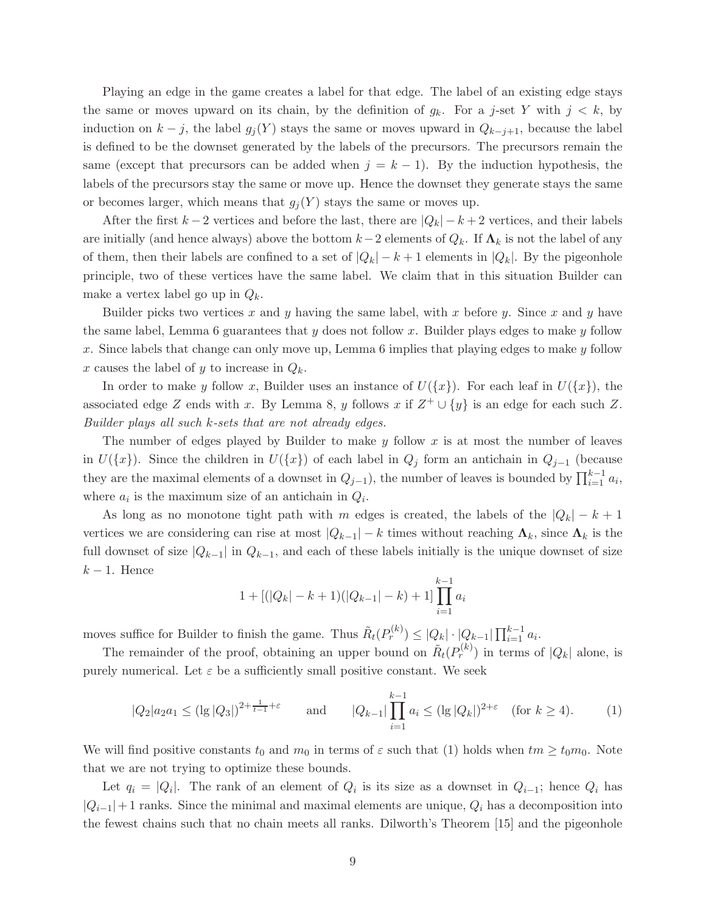Playing an edge in the game creates a label for that edge. The label of an existing edge stays the same or moves upward on its chain, by the definition of $g_k$. For a $j$-set $Y$ with $j < k$, by induction on $k - j$, the label $g_j(Y)$ stays the same or moves upward in $Q_{k-j+1}$, because the label is defined to be the downset generated by the labels of the precursors. The precursors remain the same (except that precursors can be added when $j = k - 1$). By the induction hypothesis, the labels of the precursors stay the same or move up. Hence the downset they generate stays the same or becomes larger, which means that $g_j(Y)$ stays the same or moves up.

After the first $k-2$ vertices and before the last, there are $|Q_k| - k + 2$ vertices, and their labels are initially (and hence always) above the bottom $k-2$ elements of $Q_k$. If $\mathbf{\Lambda}_k$ is not the label of any of them, then their labels are confined to a set of $|Q_k| - k + 1$ elements in $|Q_k|$. By the pigeonhole principle, two of these vertices have the same label. We claim that in this situation Builder can make a vertex label go up in $Q_k$.

Builder picks two vertices $x$ and $y$ having the same label, with $x$ before $y$. Since $x$ and $y$ have the same label, Lemma 6 guarantees that $y$ does not follow $x$. Builder plays edges to make $y$ follow $x$. Since labels that change can only move up, Lemma 6 implies that playing edges to make $y$ follow $x$ causes the label of $y$ to increase in $Q_k$.

In order to make $y$ follow $x$, Builder uses an instance of $U(\{x\})$. For each leaf in $U(\{x\})$, the associated edge $Z$ ends with $x$. By Lemma 8, $y$ follows $x$ if $Z^+ \cup \{y\}$ is an edge for each such $Z$. *Builder plays all such $k$-sets that are not already edges.*

The number of edges played by Builder to make $y$ follow $x$ is at most the number of leaves in $U(\{x\})$. Since the children in $U(\{x\})$ of each label in $Q_j$ form an antichain in $Q_{j-1}$ (because they are the maximal elements of a downset in $Q_{j-1}$), the number of leaves is bounded by $\prod_{i=1}^{k-1} a_i$, where $a_i$ is the maximum size of an antichain in $Q_i$.

As long as no monotone tight path with $m$ edges is created, the labels of the $|Q_k| - k + 1$ vertices we are considering can rise at most $|Q_{k-1}| - k$ times without reaching $\mathbf{\Lambda}_k$, since $\mathbf{\Lambda}_k$ is the full downset of size $|Q_{k-1}|$ in $Q_{k-1}$, and each of these labels initially is the unique downset of size $k - 1$. Hence

$$1 + [(|Q_k| - k + 1)(|Q_{k-1}| - k) + 1] \prod_{i=1}^{k-1} a_i$$

moves suffice for Builder to finish the game. Thus $\tilde{R}_t(P_r^{(k)}) \le |Q_k| \cdot |Q_{k-1}| \prod_{i=1}^{k-1} a_i$.

The remainder of the proof, obtaining an upper bound on $\tilde{R}_t(P_r^{(k)})$ in terms of $|Q_k|$ alone, is purely numerical. Let $\varepsilon$ be a sufficiently small positive constant. We seek

$$|Q_2| a_2 a_1 \le (\lg |Q_3|)^{2+\frac{1}{t-1}+\varepsilon} \qquad \text{and} \qquad |Q_{k-1}| \prod_{i=1}^{k-1} a_i \le (\lg |Q_k|)^{2+\varepsilon} \quad (\text{for } k \ge 4). \tag{1}$$

We will find positive constants $t_0$ and $m_0$ in terms of $\varepsilon$ such that (1) holds when $tm \ge t_0 m_0$. Note that we are not trying to optimize these bounds.

Let $q_i = |Q_i|$. The rank of an element of $Q_i$ is its size as a downset in $Q_{i-1}$; hence $Q_i$ has $|Q_{i-1}| + 1$ ranks. Since the minimal and maximal elements are unique, $Q_i$ has a decomposition into the fewest chains such that no chain meets all ranks. Dilworth's Theorem [15] and the pigeonhole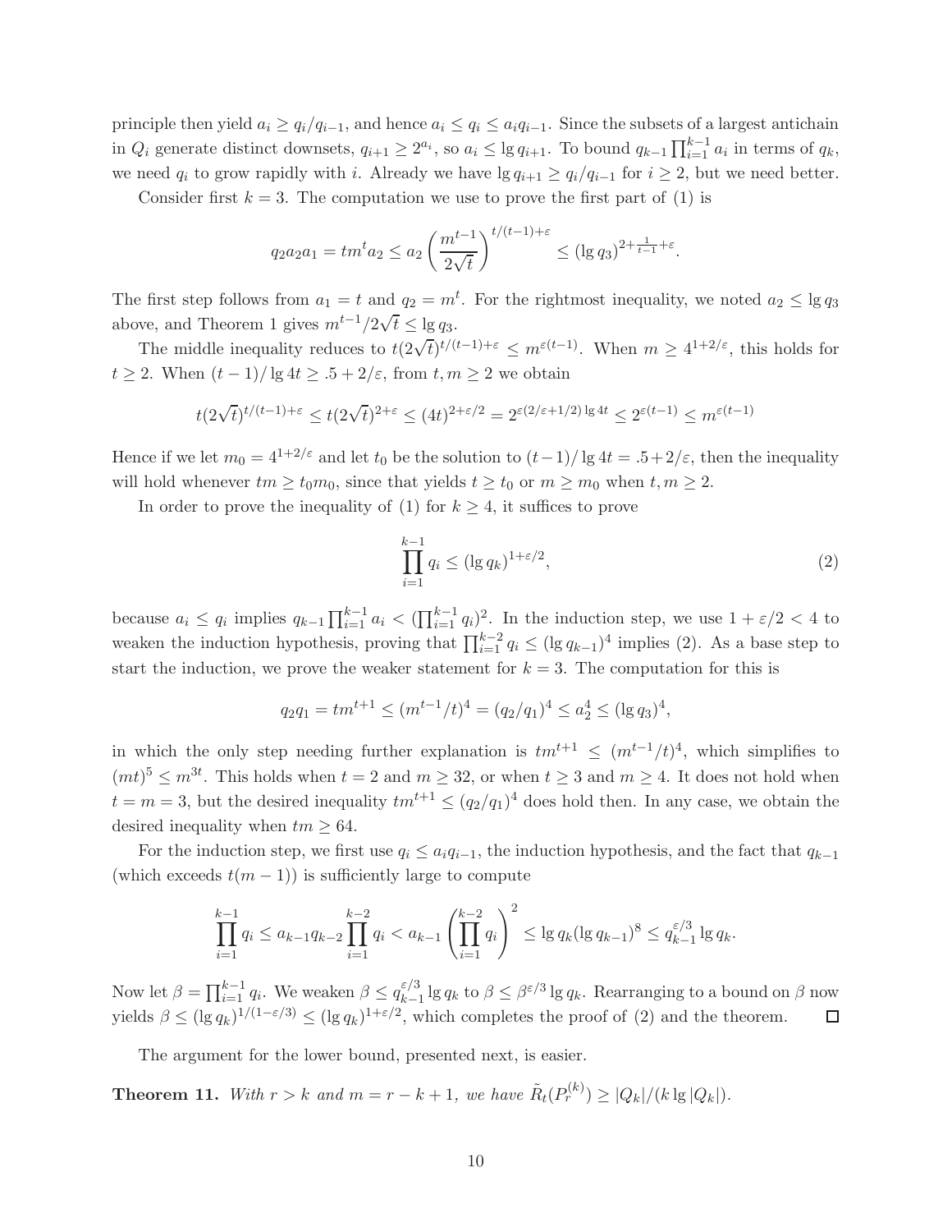principle then yield $a_i \geq q_i/q_{i-1}$, and hence $a_i \leq q_i \leq a_i q_{i-1}$. Since the subsets of a largest antichain in $Q_i$ generate distinct downsets, $q_{i+1} \geq 2^{a_i}$, so $a_i \leq \lg q_{i+1}$. To bound $q_{k-1}\prod_{i=1}^{k-1} a_i$ in terms of $q_k$, we need $q_i$ to grow rapidly with $i$. Already we have $\lg q_{i+1} \geq q_i/q_{i-1}$ for $i \geq 2$, but we need better.

Consider first $k = 3$. The computation we use to prove the first part of (1) is

$$q_2 a_2 a_1 = tm^t a_2 \leq a_2 \left(\frac{m^{t-1}}{2\sqrt{t}}\right)^{t/(t-1)+\varepsilon} \leq (\lg q_3)^{2+\frac{1}{t-1}+\varepsilon}.$$

The first step follows from $a_1 = t$ and $q_2 = m^t$. For the rightmost inequality, we noted $a_2 \leq \lg q_3$ above, and Theorem 1 gives $m^{t-1}/2\sqrt{t} \leq \lg q_3$.

The middle inequality reduces to $t(2\sqrt{t})^{t/(t-1)+\varepsilon} \leq m^{\varepsilon(t-1)}$. When $m \geq 4^{1+2/\varepsilon}$, this holds for $t \geq 2$. When $(t-1)/\lg 4t \geq .5 + 2/\varepsilon$, from $t, m \geq 2$ we obtain

$$t(2\sqrt{t})^{t/(t-1)+\varepsilon} \leq t(2\sqrt{t})^{2+\varepsilon} \leq (4t)^{2+\varepsilon/2} = 2^{\varepsilon(2/\varepsilon+1/2)\lg 4t} \leq 2^{\varepsilon(t-1)} \leq m^{\varepsilon(t-1)}$$

Hence if we let $m_0 = 4^{1+2/\varepsilon}$ and let $t_0$ be the solution to $(t-1)/\lg 4t = .5 + 2/\varepsilon$, then the inequality will hold whenever $tm \geq t_0 m_0$, since that yields $t \geq t_0$ or $m \geq m_0$ when $t, m \geq 2$.

In order to prove the inequality of (1) for $k \geq 4$, it suffices to prove

$$\prod_{i=1}^{k-1} q_i \leq (\lg q_k)^{1+\varepsilon/2}, \tag{2}$$

because $a_i \leq q_i$ implies $q_{k-1}\prod_{i=1}^{k-1} a_i < (\prod_{i=1}^{k-1} q_i)^2$. In the induction step, we use $1 + \varepsilon/2 < 4$ to weaken the induction hypothesis, proving that $\prod_{i=1}^{k-2} q_i \leq (\lg q_{k-1})^4$ implies (2). As a base step to start the induction, we prove the weaker statement for $k = 3$. The computation for this is

$$q_2 q_1 = tm^{t+1} \leq (m^{t-1}/t)^4 = (q_2/q_1)^4 \leq a_2^4 \leq (\lg q_3)^4,$$

in which the only step needing further explanation is $tm^{t+1} \leq (m^{t-1}/t)^4$, which simplifies to $(mt)^5 \leq m^{3t}$. This holds when $t = 2$ and $m \geq 32$, or when $t \geq 3$ and $m \geq 4$. It does not hold when $t = m = 3$, but the desired inequality $tm^{t+1} \leq (q_2/q_1)^4$ does hold then. In any case, we obtain the desired inequality when $tm \geq 64$.

For the induction step, we first use $q_i \leq a_i q_{i-1}$, the induction hypothesis, and the fact that $q_{k-1}$ (which exceeds $t(m-1)$) is sufficiently large to compute

$$\prod_{i=1}^{k-1} q_i \leq a_{k-1} q_{k-2} \prod_{i=1}^{k-2} q_i < a_{k-1}\left(\prod_{i=1}^{k-2} q_i\right)^2 \leq \lg q_k (\lg q_{k-1})^8 \leq q_{k-1}^{\varepsilon/3} \lg q_k.$$

Now let $\beta = \prod_{i=1}^{k-1} q_i$. We weaken $\beta \leq q_{k-1}^{\varepsilon/3} \lg q_k$ to $\beta \leq \beta^{\varepsilon/3} \lg q_k$. Rearranging to a bound on $\beta$ now yields $\beta \leq (\lg q_k)^{1/(1-\varepsilon/3)} \leq (\lg q_k)^{1+\varepsilon/2}$, which completes the proof of (2) and the theorem. □

The argument for the lower bound, presented next, is easier.

**Theorem 11.** *With $r > k$ and $m = r - k + 1$, we have $\tilde{R}_t(P_r^{(k)}) \geq |Q_k|/(k \lg |Q_k|)$.*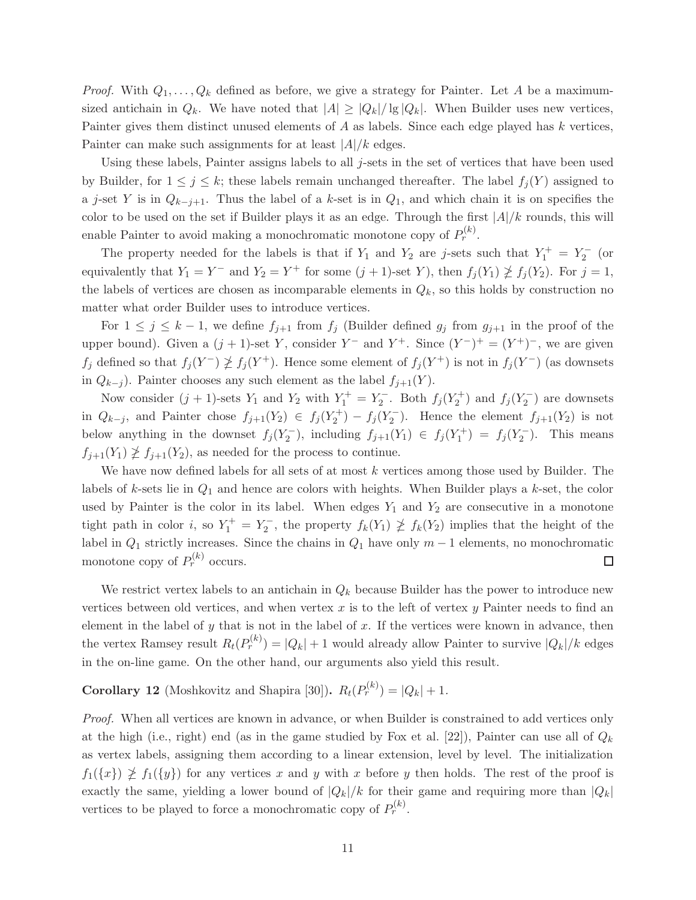*Proof.* With $Q_1, \ldots, Q_k$ defined as before, we give a strategy for Painter. Let $A$ be a maximum-sized antichain in $Q_k$. We have noted that $|A| \geq |Q_k|/\lg |Q_k|$. When Builder uses new vertices, Painter gives them distinct unused elements of $A$ as labels. Since each edge played has $k$ vertices, Painter can make such assignments for at least $|A|/k$ edges.

Using these labels, Painter assigns labels to all $j$-sets in the set of vertices that have been used by Builder, for $1 \leq j \leq k$; these labels remain unchanged thereafter. The label $f_j(Y)$ assigned to a $j$-set $Y$ is in $Q_{k-j+1}$. Thus the label of a $k$-set is in $Q_1$, and which chain it is on specifies the color to be used on the set if Builder plays it as an edge. Through the first $|A|/k$ rounds, this will enable Painter to avoid making a monochromatic monotone copy of $P_r^{(k)}$.

The property needed for the labels is that if $Y_1$ and $Y_2$ are $j$-sets such that $Y_1^+ = Y_2^-$ (or equivalently that $Y_1 = Y^-$ and $Y_2 = Y^+$ for some $(j+1)$-set $Y$), then $f_j(Y_1) \not\geq f_j(Y_2)$. For $j = 1$, the labels of vertices are chosen as incomparable elements in $Q_k$, so this holds by construction no matter what order Builder uses to introduce vertices.

For $1 \leq j \leq k-1$, we define $f_{j+1}$ from $f_j$ (Builder defined $g_j$ from $g_{j+1}$ in the proof of the upper bound). Given a $(j+1)$-set $Y$, consider $Y^-$ and $Y^+$. Since $(Y^-)^+ = (Y^+)^-$, we are given $f_j$ defined so that $f_j(Y^-) \not\geq f_j(Y^+)$. Hence some element of $f_j(Y^+)$ is not in $f_j(Y^-)$ (as downsets in $Q_{k-j}$). Painter chooses any such element as the label $f_{j+1}(Y)$.

Now consider $(j+1)$-sets $Y_1$ and $Y_2$ with $Y_1^+ = Y_2^-$. Both $f_j(Y_2^+)$ and $f_j(Y_2^-)$ are downsets in $Q_{k-j}$, and Painter chose $f_{j+1}(Y_2) \in f_j(Y_2^+) - f_j(Y_2^-)$. Hence the element $f_{j+1}(Y_2)$ is not below anything in the downset $f_j(Y_2^-)$, including $f_{j+1}(Y_1) \in f_j(Y_1^+) = f_j(Y_2^-)$. This means $f_{j+1}(Y_1) \not\geq f_{j+1}(Y_2)$, as needed for the process to continue.

We have now defined labels for all sets of at most $k$ vertices among those used by Builder. The labels of $k$-sets lie in $Q_1$ and hence are colors with heights. When Builder plays a $k$-set, the color used by Painter is the color in its label. When edges $Y_1$ and $Y_2$ are consecutive in a monotone tight path in color $i$, so $Y_1^+ = Y_2^-$, the property $f_k(Y_1) \not\geq f_k(Y_2)$ implies that the height of the label in $Q_1$ strictly increases. Since the chains in $Q_1$ have only $m-1$ elements, no monochromatic monotone copy of $P_r^{(k)}$ occurs. □

We restrict vertex labels to an antichain in $Q_k$ because Builder has the power to introduce new vertices between old vertices, and when vertex $x$ is to the left of vertex $y$ Painter needs to find an element in the label of $y$ that is not in the label of $x$. If the vertices were known in advance, then the vertex Ramsey result $R_t(P_r^{(k)}) = |Q_k| + 1$ would already allow Painter to survive $|Q_k|/k$ edges in the on-line game. On the other hand, our arguments also yield this result.

**Corollary 12** (Moshkovitz and Shapira [30])**.** $R_t(P_r^{(k)}) = |Q_k| + 1$.

*Proof.* When all vertices are known in advance, or when Builder is constrained to add vertices only at the high (i.e., right) end (as in the game studied by Fox et al. [22]), Painter can use all of $Q_k$ as vertex labels, assigning them according to a linear extension, level by level. The initialization $f_1(\{x\}) \not\geq f_1(\{y\})$ for any vertices $x$ and $y$ with $x$ before $y$ then holds. The rest of the proof is exactly the same, yielding a lower bound of $|Q_k|/k$ for their game and requiring more than $|Q_k|$ vertices to be played to force a monochromatic copy of $P_r^{(k)}$.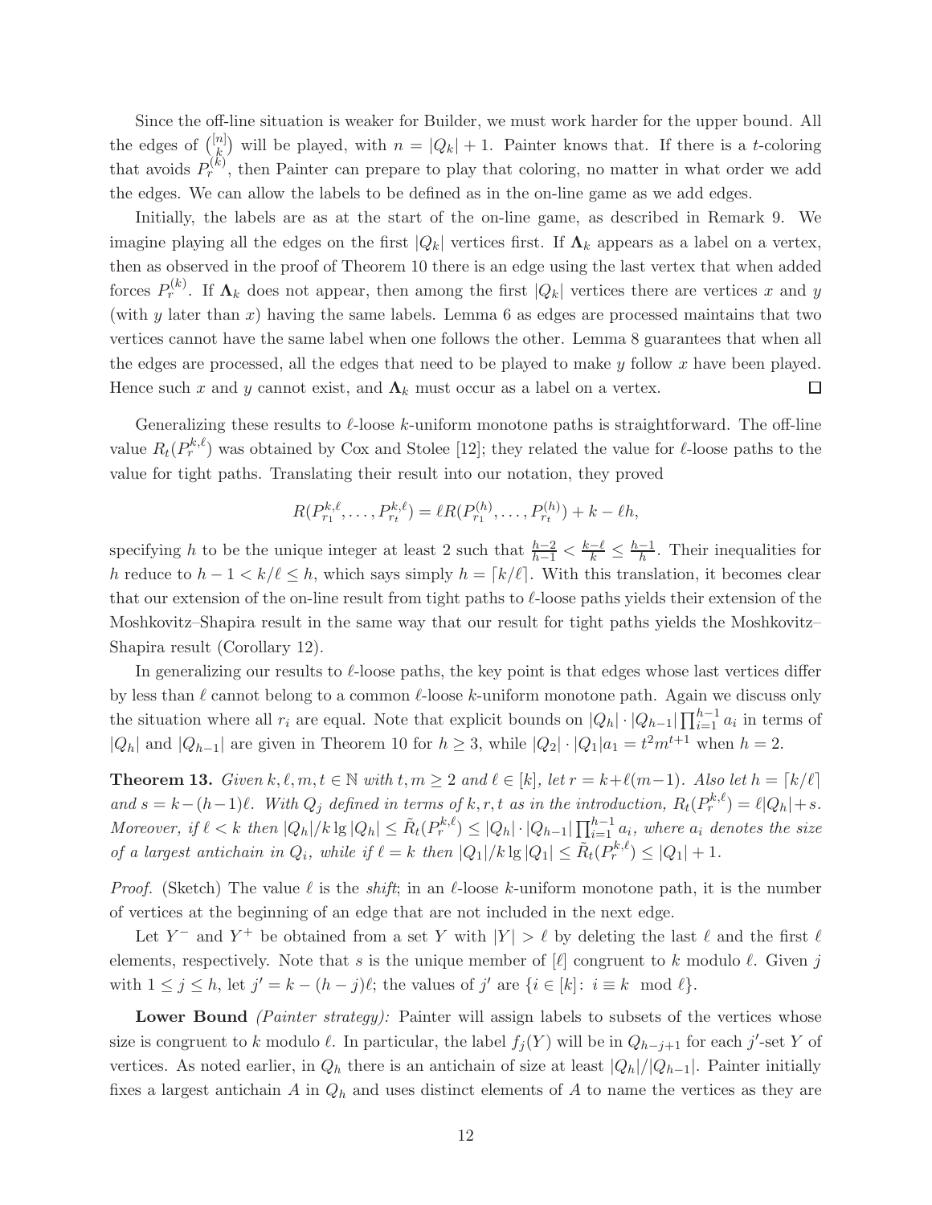Since the off-line situation is weaker for Builder, we must work harder for the upper bound. All the edges of $\binom{[n]}{k}$ will be played, with $n = |Q_k| + 1$. Painter knows that. If there is a $t$-coloring that avoids $P_r^{(k)}$, then Painter can prepare to play that coloring, no matter in what order we add the edges. We can allow the labels to be defined as in the on-line game as we add edges.

Initially, the labels are as at the start of the on-line game, as described in Remark 9. We imagine playing all the edges on the first $|Q_k|$ vertices first. If $\mathbf{\Lambda}_k$ appears as a label on a vertex, then as observed in the proof of Theorem 10 there is an edge using the last vertex that when added forces $P_r^{(k)}$. If $\mathbf{\Lambda}_k$ does not appear, then among the first $|Q_k|$ vertices there are vertices $x$ and $y$ (with $y$ later than $x$) having the same labels. Lemma 6 as edges are processed maintains that two vertices cannot have the same label when one follows the other. Lemma 8 guarantees that when all the edges are processed, all the edges that need to be played to make $y$ follow $x$ have been played. Hence such $x$ and $y$ cannot exist, and $\mathbf{\Lambda}_k$ must occur as a label on a vertex. $\square$

Generalizing these results to $\ell$-loose $k$-uniform monotone paths is straightforward. The off-line value $R_t(P_r^{k,\ell})$ was obtained by Cox and Stolee [12]; they related the value for $\ell$-loose paths to the value for tight paths. Translating their result into our notation, they proved

$$R(P_{r_1}^{k,\ell}, \ldots, P_{r_t}^{k,\ell}) = \ell R(P_{r_1}^{(h)}, \ldots, P_{r_t}^{(h)}) + k - \ell h,$$

specifying $h$ to be the unique integer at least 2 such that $\frac{h-2}{h-1} < \frac{k-\ell}{k} \le \frac{h-1}{h}$. Their inequalities for $h$ reduce to $h - 1 < k/\ell \le h$, which says simply $h = \lceil k/\ell \rceil$. With this translation, it becomes clear that our extension of the on-line result from tight paths to $\ell$-loose paths yields their extension of the Moshkovitz–Shapira result in the same way that our result for tight paths yields the Moshkovitz–Shapira result (Corollary 12).

In generalizing our results to $\ell$-loose paths, the key point is that edges whose last vertices differ by less than $\ell$ cannot belong to a common $\ell$-loose $k$-uniform monotone path. Again we discuss only the situation where all $r_i$ are equal. Note that explicit bounds on $|Q_h| \cdot |Q_{h-1}| \prod_{i=1}^{h-1} a_i$ in terms of $|Q_h|$ and $|Q_{h-1}|$ are given in Theorem 10 for $h \ge 3$, while $|Q_2| \cdot |Q_1| a_1 = t^2 m^{t+1}$ when $h = 2$.

**Theorem 13.** *Given $k, \ell, m, t \in \mathbb{N}$ with $t, m \ge 2$ and $\ell \in [k]$, let $r = k + \ell(m-1)$. Also let $h = \lceil k/\ell \rceil$ and $s = k - (h-1)\ell$. With $Q_j$ defined in terms of $k, r, t$ as in the introduction, $R_t(P_r^{k,\ell}) = \ell |Q_h| + s$. Moreover, if $\ell < k$ then $|Q_h|/k \lg |Q_h| \le \tilde{R}_t(P_r^{k,\ell}) \le |Q_h| \cdot |Q_{h-1}| \prod_{i=1}^{h-1} a_i$, where $a_i$ denotes the size of a largest antichain in $Q_i$, while if $\ell = k$ then $|Q_1|/k \lg |Q_1| \le \tilde{R}_t(P_r^{k,\ell}) \le |Q_1| + 1$.*

*Proof.* (Sketch) The value $\ell$ is the *shift*; in an $\ell$-loose $k$-uniform monotone path, it is the number of vertices at the beginning of an edge that are not included in the next edge.

Let $Y^-$ and $Y^+$ be obtained from a set $Y$ with $|Y| > \ell$ by deleting the last $\ell$ and the first $\ell$ elements, respectively. Note that $s$ is the unique member of $[\ell]$ congruent to $k$ modulo $\ell$. Given $j$ with $1 \le j \le h$, let $j' = k - (h-j)\ell$; the values of $j'$ are $\{i \in [k] \colon i \equiv k \mod \ell\}$.

**Lower Bound** *(Painter strategy):* Painter will assign labels to subsets of the vertices whose size is congruent to $k$ modulo $\ell$. In particular, the label $f_j(Y)$ will be in $Q_{h-j+1}$ for each $j'$-set $Y$ of vertices. As noted earlier, in $Q_h$ there is an antichain of size at least $|Q_h|/|Q_{h-1}|$. Painter initially fixes a largest antichain $A$ in $Q_h$ and uses distinct elements of $A$ to name the vertices as they are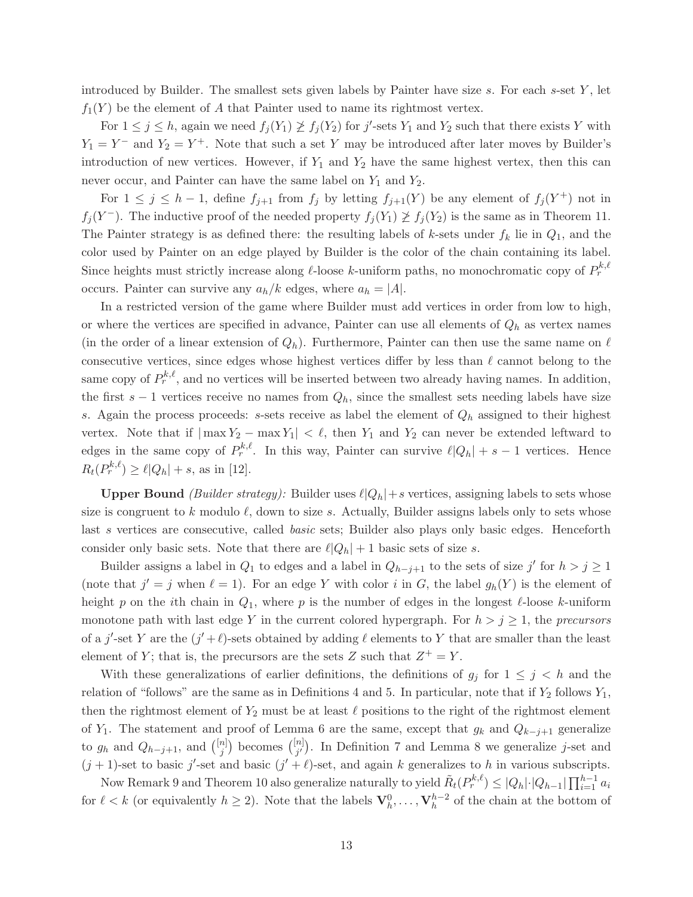introduced by Builder. The smallest sets given labels by Painter have size $s$. For each $s$-set $Y$, let $f_1(Y)$ be the element of $A$ that Painter used to name its rightmost vertex.

For $1 \le j \le h$, again we need $f_j(Y_1) \not\geq f_j(Y_2)$ for $j'$-sets $Y_1$ and $Y_2$ such that there exists $Y$ with $Y_1 = Y^-$ and $Y_2 = Y^+$. Note that such a set $Y$ may be introduced after later moves by Builder's introduction of new vertices. However, if $Y_1$ and $Y_2$ have the same highest vertex, then this can never occur, and Painter can have the same label on $Y_1$ and $Y_2$.

For $1 \le j \le h-1$, define $f_{j+1}$ from $f_j$ by letting $f_{j+1}(Y)$ be any element of $f_j(Y^+)$ not in $f_j(Y^-)$. The inductive proof of the needed property $f_j(Y_1) \not\geq f_j(Y_2)$ is the same as in Theorem 11. The Painter strategy is as defined there: the resulting labels of $k$-sets under $f_k$ lie in $Q_1$, and the color used by Painter on an edge played by Builder is the color of the chain containing its label. Since heights must strictly increase along $\ell$-loose $k$-uniform paths, no monochromatic copy of $P_r^{k,\ell}$ occurs. Painter can survive any $a_h/k$ edges, where $a_h = |A|$.

In a restricted version of the game where Builder must add vertices in order from low to high, or where the vertices are specified in advance, Painter can use all elements of $Q_h$ as vertex names (in the order of a linear extension of $Q_h$). Furthermore, Painter can then use the same name on $\ell$ consecutive vertices, since edges whose highest vertices differ by less than $\ell$ cannot belong to the same copy of $P_r^{k,\ell}$, and no vertices will be inserted between two already having names. In addition, the first $s-1$ vertices receive no names from $Q_h$, since the smallest sets needing labels have size $s$. Again the process proceeds: $s$-sets receive as label the element of $Q_h$ assigned to their highest vertex. Note that if $|\max Y_2 - \max Y_1| < \ell$, then $Y_1$ and $Y_2$ can never be extended leftward to edges in the same copy of $P_r^{k,\ell}$. In this way, Painter can survive $\ell|Q_h| + s - 1$ vertices. Hence $R_t(P_r^{k,\ell}) \ge \ell|Q_h| + s$, as in [12].

**Upper Bound** *(Builder strategy):* Builder uses $\ell|Q_h|+s$ vertices, assigning labels to sets whose size is congruent to $k$ modulo $\ell$, down to size $s$. Actually, Builder assigns labels only to sets whose last $s$ vertices are consecutive, called *basic* sets; Builder also plays only basic edges. Henceforth consider only basic sets. Note that there are $\ell|Q_h| + 1$ basic sets of size $s$.

Builder assigns a label in $Q_1$ to edges and a label in $Q_{h-j+1}$ to the sets of size $j'$ for $h > j \ge 1$ (note that $j' = j$ when $\ell = 1$). For an edge $Y$ with color $i$ in $G$, the label $g_h(Y)$ is the element of height $p$ on the $i$th chain in $Q_1$, where $p$ is the number of edges in the longest $\ell$-loose $k$-uniform monotone path with last edge $Y$ in the current colored hypergraph. For $h > j \ge 1$, the *precursors* of a $j'$-set $Y$ are the $(j'+\ell)$-sets obtained by adding $\ell$ elements to $Y$ that are smaller than the least element of $Y$; that is, the precursors are the sets $Z$ such that $Z^+ = Y$.

With these generalizations of earlier definitions, the definitions of $g_j$ for $1 \le j < h$ and the relation of "follows" are the same as in Definitions 4 and 5. In particular, note that if $Y_2$ follows $Y_1$, then the rightmost element of $Y_2$ must be at least $\ell$ positions to the right of the rightmost element of $Y_1$. The statement and proof of Lemma 6 are the same, except that $g_k$ and $Q_{k-j+1}$ generalize to $g_h$ and $Q_{h-j+1}$, and $\binom{[n]}{j}$ becomes $\binom{[n]}{j'}$. In Definition 7 and Lemma 8 we generalize $j$-set and $(j+1)$-set to basic $j'$-set and basic $(j'+\ell)$-set, and again $k$ generalizes to $h$ in various subscripts.

Now Remark 9 and Theorem 10 also generalize naturally to yield $\tilde{R}_t(P_r^{k,\ell}) \le |Q_h|\cdot|Q_{h-1}|\prod_{i=1}^{h-1} a_i$ for $\ell < k$ (or equivalently $h \ge 2$). Note that the labels $\mathbf{V}_h^0, \ldots, \mathbf{V}_h^{h-2}$ of the chain at the bottom of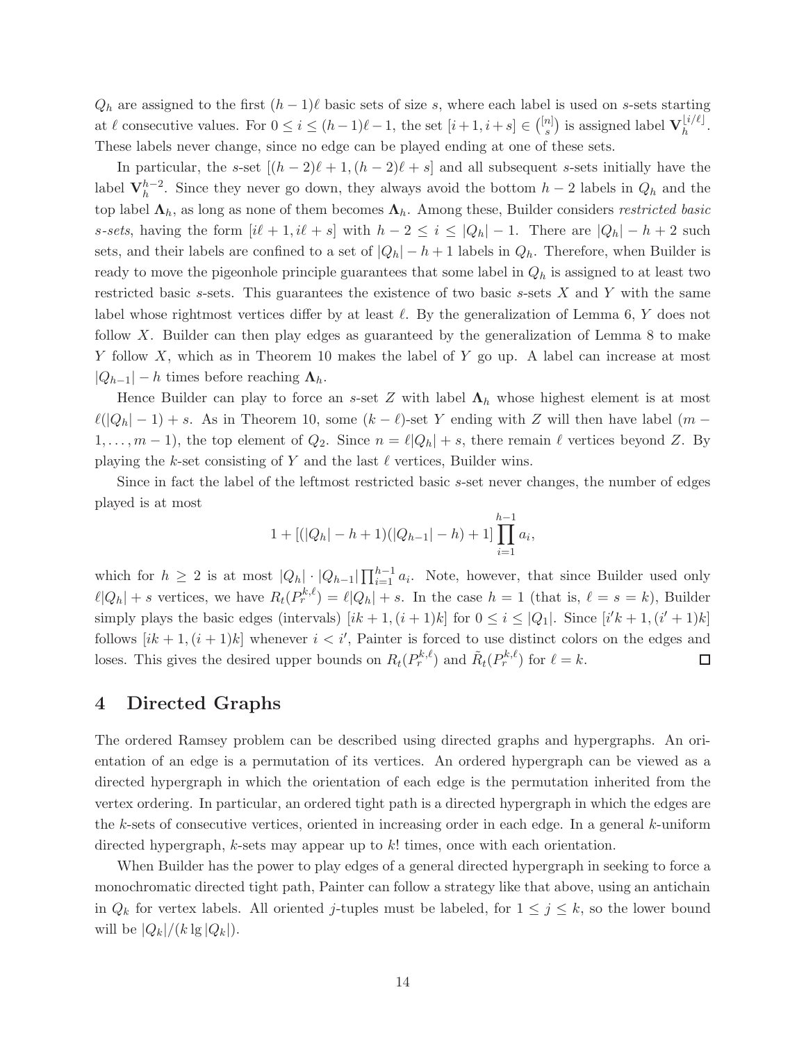$Q_h$ are assigned to the first $(h-1)\ell$ basic sets of size $s$, where each label is used on $s$-sets starting at $\ell$ consecutive values. For $0 \le i \le (h-1)\ell - 1$, the set $[i+1, i+s] \in \binom{[n]}{s}$ is assigned label $\mathbf{V}_h^{\lfloor i/\ell \rfloor}$. These labels never change, since no edge can be played ending at one of these sets.

In particular, the $s$-set $[(h-2)\ell+1, (h-2)\ell+s]$ and all subsequent $s$-sets initially have the label $\mathbf{V}_h^{h-2}$. Since they never go down, they always avoid the bottom $h-2$ labels in $Q_h$ and the top label $\mathbf{\Lambda}_h$, as long as none of them becomes $\mathbf{\Lambda}_h$. Among these, Builder considers *restricted basic s-sets*, having the form $[i\ell+1, i\ell+s]$ with $h-2 \le i \le |Q_h|-1$. There are $|Q_h|-h+2$ such sets, and their labels are confined to a set of $|Q_h|-h+1$ labels in $Q_h$. Therefore, when Builder is ready to move the pigeonhole principle guarantees that some label in $Q_h$ is assigned to at least two restricted basic $s$-sets. This guarantees the existence of two basic $s$-sets $X$ and $Y$ with the same label whose rightmost vertices differ by at least $\ell$. By the generalization of Lemma 6, $Y$ does not follow $X$. Builder can then play edges as guaranteed by the generalization of Lemma 8 to make $Y$ follow $X$, which as in Theorem 10 makes the label of $Y$ go up. A label can increase at most $|Q_{h-1}|-h$ times before reaching $\mathbf{\Lambda}_h$.

Hence Builder can play to force an $s$-set $Z$ with label $\mathbf{\Lambda}_h$ whose highest element is at most $\ell(|Q_h|-1)+s$. As in Theorem 10, some $(k-\ell)$-set $Y$ ending with $Z$ will then have label $(m-1,\ldots,m-1)$, the top element of $Q_2$. Since $n = \ell|Q_h|+s$, there remain $\ell$ vertices beyond $Z$. By playing the $k$-set consisting of $Y$ and the last $\ell$ vertices, Builder wins.

Since in fact the label of the leftmost restricted basic $s$-set never changes, the number of edges played is at most

$$1 + [(|Q_h|-h+1)(|Q_{h-1}|-h)+1]\prod_{i=1}^{h-1} a_i,$$

which for $h \ge 2$ is at most $|Q_h| \cdot |Q_{h-1}| \prod_{i=1}^{h-1} a_i$. Note, however, that since Builder used only $\ell|Q_h|+s$ vertices, we have $R_t(P_r^{k,\ell}) = \ell|Q_h|+s$. In the case $h=1$ (that is, $\ell = s = k$), Builder simply plays the basic edges (intervals) $[ik+1, (i+1)k]$ for $0 \le i \le |Q_1|$. Since $[i'k+1, (i'+1)k]$ follows $[ik+1, (i+1)k]$ whenever $i < i'$, Painter is forced to use distinct colors on the edges and loses. This gives the desired upper bounds on $R_t(P_r^{k,\ell})$ and $\tilde{R}_t(P_r^{k,\ell})$ for $\ell = k$. □

## 4 Directed Graphs

The ordered Ramsey problem can be described using directed graphs and hypergraphs. An orientation of an edge is a permutation of its vertices. An ordered hypergraph can be viewed as a directed hypergraph in which the orientation of each edge is the permutation inherited from the vertex ordering. In particular, an ordered tight path is a directed hypergraph in which the edges are the $k$-sets of consecutive vertices, oriented in increasing order in each edge. In a general $k$-uniform directed hypergraph, $k$-sets may appear up to $k!$ times, once with each orientation.

When Builder has the power to play edges of a general directed hypergraph in seeking to force a monochromatic directed tight path, Painter can follow a strategy like that above, using an antichain in $Q_k$ for vertex labels. All oriented $j$-tuples must be labeled, for $1 \le j \le k$, so the lower bound will be $|Q_k|/(k \lg |Q_k|)$.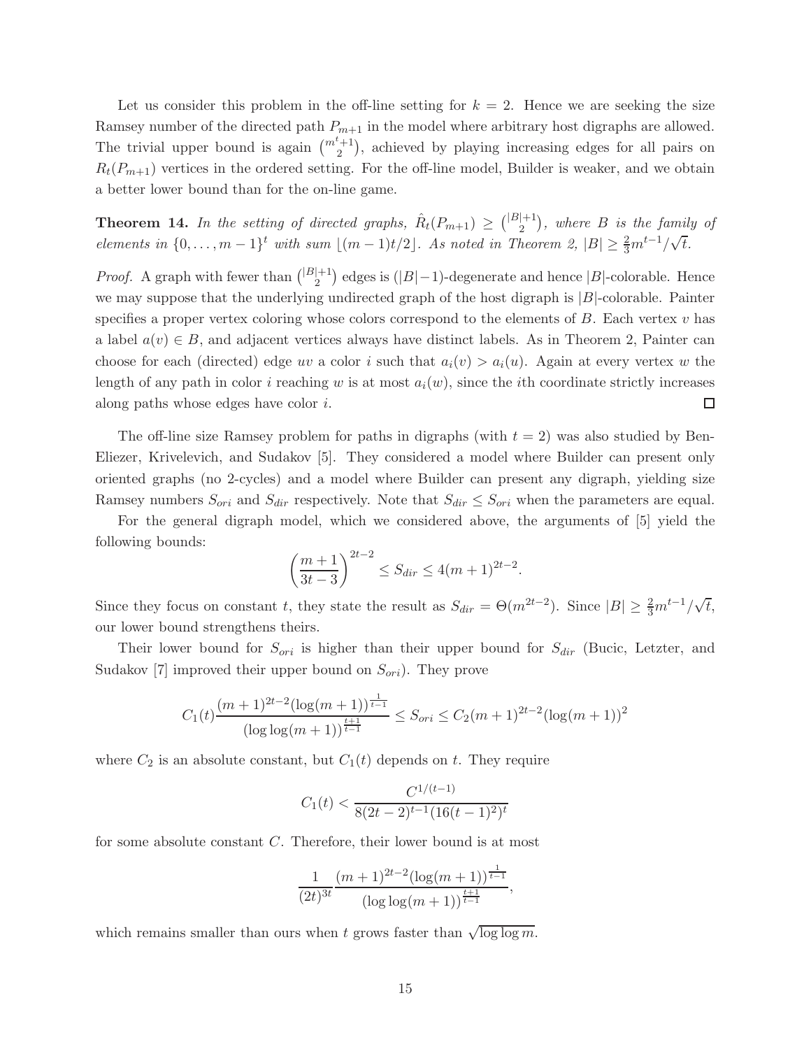Let us consider this problem in the off-line setting for $k = 2$. Hence we are seeking the size Ramsey number of the directed path $P_{m+1}$ in the model where arbitrary host digraphs are allowed. The trivial upper bound is again $\binom{m^t+1}{2}$, achieved by playing increasing edges for all pairs on $R_t(P_{m+1})$ vertices in the ordered setting. For the off-line model, Builder is weaker, and we obtain a better lower bound than for the on-line game.

**Theorem 14.** *In the setting of directed graphs, $\hat{R}_t(P_{m+1}) \geq \binom{|B|+1}{2}$, where $B$ is the family of elements in $\{0, \ldots, m-1\}^t$ with sum $\lfloor (m-1)t/2 \rfloor$. As noted in Theorem 2, $|B| \geq \frac{2}{3}m^{t-1}/\sqrt{t}$.*

*Proof.* A graph with fewer than $\binom{|B|+1}{2}$ edges is $(|B|-1)$-degenerate and hence $|B|$-colorable. Hence we may suppose that the underlying undirected graph of the host digraph is $|B|$-colorable. Painter specifies a proper vertex coloring whose colors correspond to the elements of $B$. Each vertex $v$ has a label $a(v) \in B$, and adjacent vertices always have distinct labels. As in Theorem 2, Painter can choose for each (directed) edge $uv$ a color $i$ such that $a_i(v) > a_i(u)$. Again at every vertex $w$ the length of any path in color $i$ reaching $w$ is at most $a_i(w)$, since the $i$th coordinate strictly increases along paths whose edges have color $i$. □

The off-line size Ramsey problem for paths in digraphs (with $t = 2$) was also studied by Ben-Eliezer, Krivelevich, and Sudakov [5]. They considered a model where Builder can present only oriented graphs (no 2-cycles) and a model where Builder can present any digraph, yielding size Ramsey numbers $S_{ori}$ and $S_{dir}$ respectively. Note that $S_{dir} \leq S_{ori}$ when the parameters are equal.

For the general digraph model, which we considered above, the arguments of [5] yield the following bounds:

$$\left(\frac{m+1}{3t-3}\right)^{2t-2} \leq S_{dir} \leq 4(m+1)^{2t-2}.$$

Since they focus on constant $t$, they state the result as $S_{dir} = \Theta(m^{2t-2})$. Since $|B| \geq \frac{2}{3}m^{t-1}/\sqrt{t}$, our lower bound strengthens theirs.

Their lower bound for $S_{ori}$ is higher than their upper bound for $S_{dir}$ (Bucic, Letzter, and Sudakov [7] improved their upper bound on $S_{ori}$). They prove

$$C_1(t)\frac{(m+1)^{2t-2}(\log(m+1))^{\frac{1}{t-1}}}{(\log\log(m+1))^{\frac{t+1}{t-1}}} \leq S_{ori} \leq C_2(m+1)^{2t-2}(\log(m+1))^2$$

where $C_2$ is an absolute constant, but $C_1(t)$ depends on $t$. They require

$$C_1(t) < \frac{C^{1/(t-1)}}{8(2t-2)^{t-1}(16(t-1)^2)^t}$$

for some absolute constant $C$. Therefore, their lower bound is at most

$$\frac{1}{(2t)^{3t}}\frac{(m+1)^{2t-2}(\log(m+1))^{\frac{1}{t-1}}}{(\log\log(m+1))^{\frac{t+1}{t-1}}},$$

which remains smaller than ours when $t$ grows faster than $\sqrt{\log\log m}$.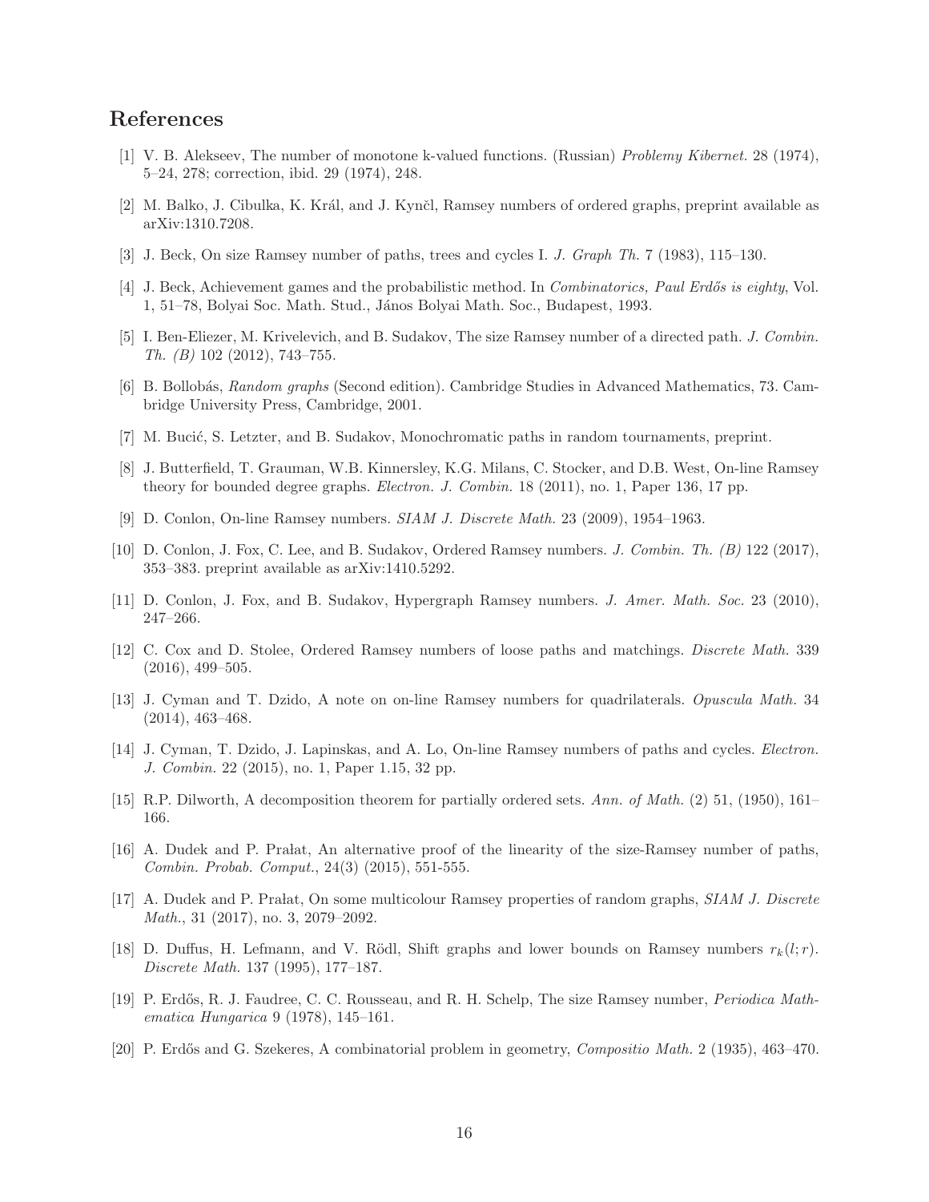## References

[1] V. B. Alekseev, The number of monotone k-valued functions. (Russian) *Problemy Kibernet.* 28 (1974), 5–24, 278; correction, ibid. 29 (1974), 248.

[2] M. Balko, J. Cibulka, K. Král, and J. Kynčl, Ramsey numbers of ordered graphs, preprint available as arXiv:1310.7208.

[3] J. Beck, On size Ramsey number of paths, trees and cycles I. *J. Graph Th.* 7 (1983), 115–130.

[4] J. Beck, Achievement games and the probabilistic method. In *Combinatorics, Paul Erdős is eighty*, Vol. 1, 51–78, Bolyai Soc. Math. Stud., János Bolyai Math. Soc., Budapest, 1993.

[5] I. Ben-Eliezer, M. Krivelevich, and B. Sudakov, The size Ramsey number of a directed path. *J. Combin. Th. (B)* 102 (2012), 743–755.

[6] B. Bollobás, *Random graphs* (Second edition). Cambridge Studies in Advanced Mathematics, 73. Cambridge University Press, Cambridge, 2001.

[7] M. Bucić, S. Letzter, and B. Sudakov, Monochromatic paths in random tournaments, preprint.

[8] J. Butterfield, T. Grauman, W.B. Kinnersley, K.G. Milans, C. Stocker, and D.B. West, On-line Ramsey theory for bounded degree graphs. *Electron. J. Combin.* 18 (2011), no. 1, Paper 136, 17 pp.

[9] D. Conlon, On-line Ramsey numbers. *SIAM J. Discrete Math.* 23 (2009), 1954–1963.

[10] D. Conlon, J. Fox, C. Lee, and B. Sudakov, Ordered Ramsey numbers. *J. Combin. Th. (B)* 122 (2017), 353–383. preprint available as arXiv:1410.5292.

[11] D. Conlon, J. Fox, and B. Sudakov, Hypergraph Ramsey numbers. *J. Amer. Math. Soc.* 23 (2010), 247–266.

[12] C. Cox and D. Stolee, Ordered Ramsey numbers of loose paths and matchings. *Discrete Math.* 339 (2016), 499–505.

[13] J. Cyman and T. Dzido, A note on on-line Ramsey numbers for quadrilaterals. *Opuscula Math.* 34 (2014), 463–468.

[14] J. Cyman, T. Dzido, J. Lapinskas, and A. Lo, On-line Ramsey numbers of paths and cycles. *Electron. J. Combin.* 22 (2015), no. 1, Paper 1.15, 32 pp.

[15] R.P. Dilworth, A decomposition theorem for partially ordered sets. *Ann. of Math.* (2) 51, (1950), 161–166.

[16] A. Dudek and P. Prałat, An alternative proof of the linearity of the size-Ramsey number of paths, *Combin. Probab. Comput.*, 24(3) (2015), 551-555.

[17] A. Dudek and P. Prałat, On some multicolour Ramsey properties of random graphs, *SIAM J. Discrete Math.*, 31 (2017), no. 3, 2079–2092.

[18] D. Duffus, H. Lefmann, and V. Rödl, Shift graphs and lower bounds on Ramsey numbers $r_k(l;r)$. *Discrete Math.* 137 (1995), 177–187.

[19] P. Erdős, R. J. Faudree, C. C. Rousseau, and R. H. Schelp, The size Ramsey number, *Periodica Mathematica Hungarica* 9 (1978), 145–161.

[20] P. Erdős and G. Szekeres, A combinatorial problem in geometry, *Compositio Math.* 2 (1935), 463–470.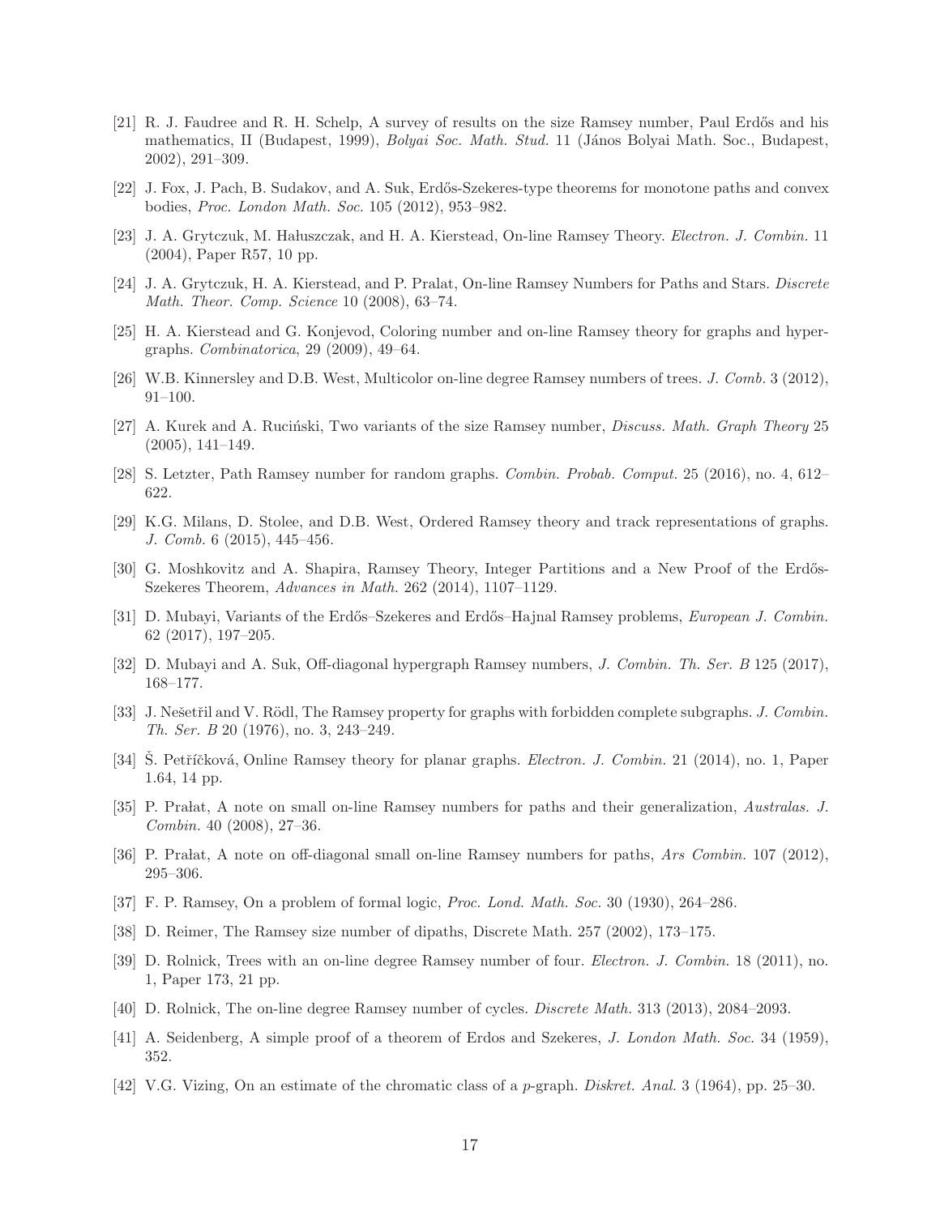[21] R. J. Faudree and R. H. Schelp, A survey of results on the size Ramsey number, Paul Erdős and his mathematics, II (Budapest, 1999), *Bolyai Soc. Math. Stud.* 11 (János Bolyai Math. Soc., Budapest, 2002), 291–309.

[22] J. Fox, J. Pach, B. Sudakov, and A. Suk, Erdős-Szekeres-type theorems for monotone paths and convex bodies, *Proc. London Math. Soc.* 105 (2012), 953–982.

[23] J. A. Grytczuk, M. Hałuszczak, and H. A. Kierstead, On-line Ramsey Theory. *Electron. J. Combin.* 11 (2004), Paper R57, 10 pp.

[24] J. A. Grytczuk, H. A. Kierstead, and P. Pralat, On-line Ramsey Numbers for Paths and Stars. *Discrete Math. Theor. Comp. Science* 10 (2008), 63–74.

[25] H. A. Kierstead and G. Konjevod, Coloring number and on-line Ramsey theory for graphs and hypergraphs. *Combinatorica*, 29 (2009), 49–64.

[26] W.B. Kinnersley and D.B. West, Multicolor on-line degree Ramsey numbers of trees. *J. Comb.* 3 (2012), 91–100.

[27] A. Kurek and A. Ruciński, Two variants of the size Ramsey number, *Discuss. Math. Graph Theory* 25 (2005), 141–149.

[28] S. Letzter, Path Ramsey number for random graphs. *Combin. Probab. Comput.* 25 (2016), no. 4, 612–622.

[29] K.G. Milans, D. Stolee, and D.B. West, Ordered Ramsey theory and track representations of graphs. *J. Comb.* 6 (2015), 445–456.

[30] G. Moshkovitz and A. Shapira, Ramsey Theory, Integer Partitions and a New Proof of the Erdős-Szekeres Theorem, *Advances in Math.* 262 (2014), 1107–1129.

[31] D. Mubayi, Variants of the Erdős–Szekeres and Erdős–Hajnal Ramsey problems, *European J. Combin.* 62 (2017), 197–205.

[32] D. Mubayi and A. Suk, Off-diagonal hypergraph Ramsey numbers, *J. Combin. Th. Ser. B* 125 (2017), 168–177.

[33] J. Nešetřil and V. Rödl, The Ramsey property for graphs with forbidden complete subgraphs. *J. Combin. Th. Ser. B* 20 (1976), no. 3, 243–249.

[34] Š. Petříčková, Online Ramsey theory for planar graphs. *Electron. J. Combin.* 21 (2014), no. 1, Paper 1.64, 14 pp.

[35] P. Prałat, A note on small on-line Ramsey numbers for paths and their generalization, *Australas. J. Combin.* 40 (2008), 27–36.

[36] P. Prałat, A note on off-diagonal small on-line Ramsey numbers for paths, *Ars Combin.* 107 (2012), 295–306.

[37] F. P. Ramsey, On a problem of formal logic, *Proc. Lond. Math. Soc.* 30 (1930), 264–286.

[38] D. Reimer, The Ramsey size number of dipaths, Discrete Math. 257 (2002), 173–175.

[39] D. Rolnick, Trees with an on-line degree Ramsey number of four. *Electron. J. Combin.* 18 (2011), no. 1, Paper 173, 21 pp.

[40] D. Rolnick, The on-line degree Ramsey number of cycles. *Discrete Math.* 313 (2013), 2084–2093.

[41] A. Seidenberg, A simple proof of a theorem of Erdos and Szekeres, *J. London Math. Soc.* 34 (1959), 352.

[42] V.G. Vizing, On an estimate of the chromatic class of a *p*-graph. *Diskret. Anal.* 3 (1964), pp. 25–30.